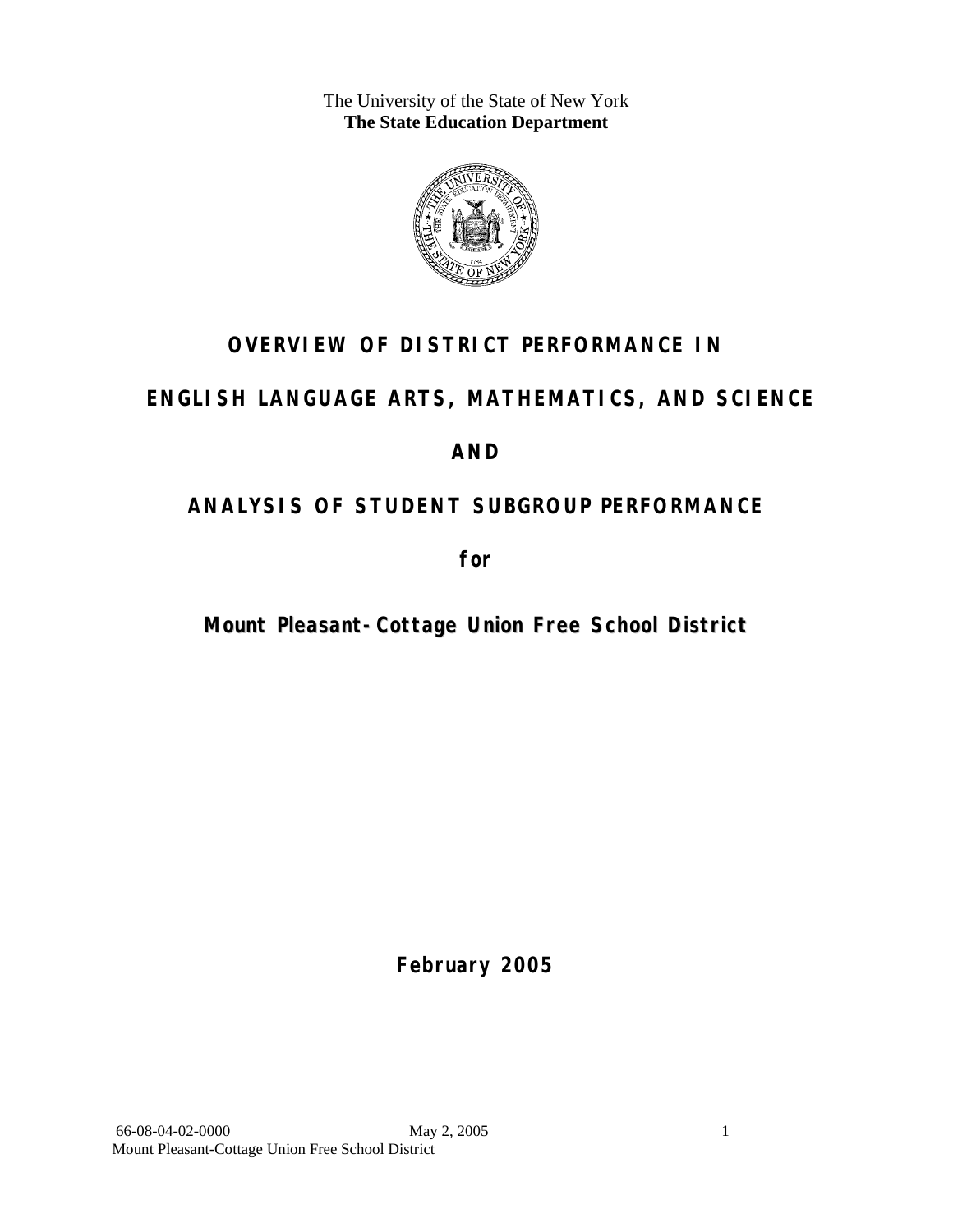The University of the State of New York
**The State Education Department**

# OVERVIEW OF DISTRICT PERFORMANCE IN

# ENGLISH LANGUAGE ARTS, MATHEMATICS, AND SCIENCE

# AND

# ANALYSIS OF STUDENT SUBGROUP PERFORMANCE

**for**

## Mount Pleasant-Cottage Union Free School District

**February 2005**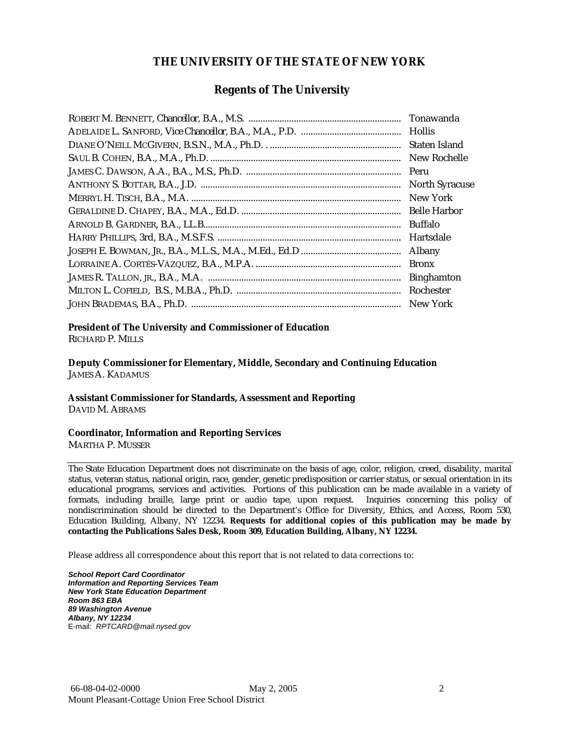# THE UNIVERSITY OF THE STATE OF NEW YORK

## Regents of The University

| | |
|---|---|
| ROBERT M. BENNETT, *Chancellor*, B.A., M.S. | Tonawanda |
| ADELAIDE L. SANFORD, *Vice Chancellor*, B.A., M.A., P.D. | Hollis |
| DIANE O'NEILL MCGIVERN, B.S.N., M.A., Ph.D. | Staten Island |
| SAUL B. COHEN, B.A., M.A., Ph.D. | New Rochelle |
| JAMES C. DAWSON, A.A., B.A., M.S., Ph.D. | Peru |
| ANTHONY S. BOTTAR, B.A., J.D. | North Syracuse |
| MERRYL H. TISCH, B.A., M.A. | New York |
| GERALDINE D. CHAPEY, B.A., M.A., Ed.D. | Belle Harbor |
| ARNOLD B. GARDNER, B.A., LL.B. | Buffalo |
| HARRY PHILLIPS, 3rd, B.A., M.S.F.S. | Hartsdale |
| JOSEPH E. BOWMAN, JR., B.A., M.L.S., M.A., M.Ed., Ed.D | Albany |
| LORRAINE A. CORTÉS-VÁZQUEZ, B.A., M.P.A. | Bronx |
| JAMES R. TALLON, JR., B.A., M.A. | Binghamton |
| MILTON L. COFIELD, B.S., M.B.A., Ph.D. | Rochester |
| JOHN BRADEMAS, B.A., Ph.D. | New York |

**President of The University and Commissioner of Education**
RICHARD P. MILLS

**Deputy Commissioner for Elementary, Middle, Secondary and Continuing Education**
JAMES A. KADAMUS

**Assistant Commissioner for Standards, Assessment and Reporting**
DAVID M. ABRAMS

**Coordinator, Information and Reporting Services**
MARTHA P. MUSSER

---

The State Education Department does not discriminate on the basis of age, color, religion, creed, disability, marital status, veteran status, national origin, race, gender, genetic predisposition or carrier status, or sexual orientation in its educational programs, services and activities. Portions of this publication can be made available in a variety of formats, including braille, large print or audio tape, upon request. Inquiries concerning this policy of nondiscrimination should be directed to the Department's Office for Diversity, Ethics, and Access, Room 530, Education Building, Albany, NY 12234. **Requests for additional copies of this publication may be made by contacting the Publications Sales Desk, Room 309, Education Building, Albany, NY 12234.**

Please address all correspondence about this report that is not related to data corrections to:

***School Report Card Coordinator***
***Information and Reporting Services Team***
***New York State Education Department***
***Room 863 EBA***
***89 Washington Avenue***
***Albany, NY 12234***
E-mail: *RPTCARD@mail.nysed.gov*

66-08-04-02-0000 May 2, 2005
Mount Pleasant-Cottage Union Free School District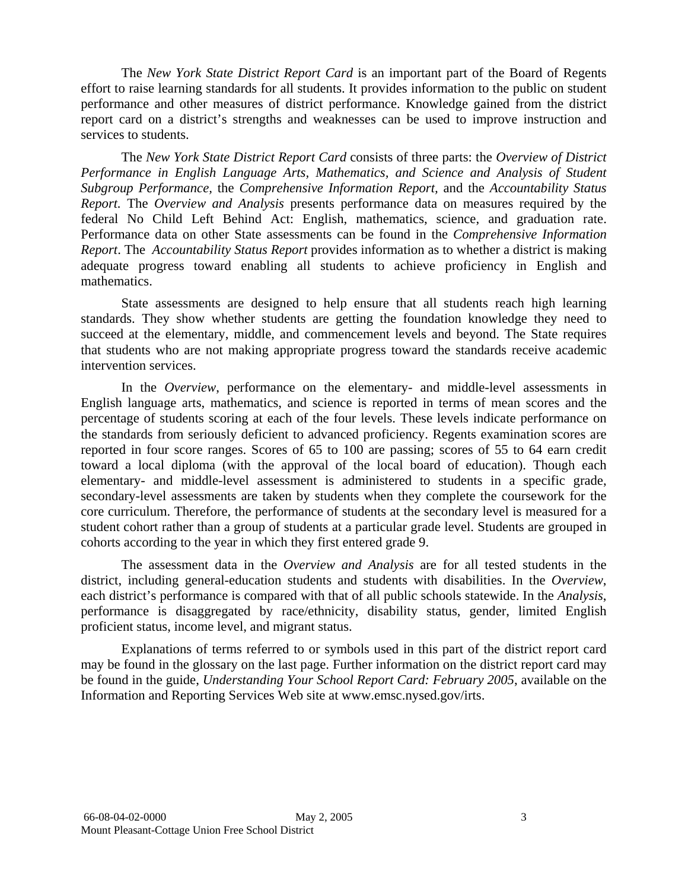The *New York State District Report Card* is an important part of the Board of Regents effort to raise learning standards for all students. It provides information to the public on student performance and other measures of district performance. Knowledge gained from the district report card on a district's strengths and weaknesses can be used to improve instruction and services to students.

The *New York State District Report Card* consists of three parts: the *Overview of District Performance in English Language Arts, Mathematics, and Science and Analysis of Student Subgroup Performance,* the *Comprehensive Information Report,* and the *Accountability Status Report.* The *Overview and Analysis* presents performance data on measures required by the federal No Child Left Behind Act: English, mathematics, science, and graduation rate. Performance data on other State assessments can be found in the *Comprehensive Information Report*. The *Accountability Status Report* provides information as to whether a district is making adequate progress toward enabling all students to achieve proficiency in English and mathematics.

State assessments are designed to help ensure that all students reach high learning standards. They show whether students are getting the foundation knowledge they need to succeed at the elementary, middle, and commencement levels and beyond. The State requires that students who are not making appropriate progress toward the standards receive academic intervention services.

In the *Overview*, performance on the elementary- and middle-level assessments in English language arts, mathematics, and science is reported in terms of mean scores and the percentage of students scoring at each of the four levels. These levels indicate performance on the standards from seriously deficient to advanced proficiency. Regents examination scores are reported in four score ranges. Scores of 65 to 100 are passing; scores of 55 to 64 earn credit toward a local diploma (with the approval of the local board of education). Though each elementary- and middle-level assessment is administered to students in a specific grade, secondary-level assessments are taken by students when they complete the coursework for the core curriculum. Therefore, the performance of students at the secondary level is measured for a student cohort rather than a group of students at a particular grade level. Students are grouped in cohorts according to the year in which they first entered grade 9.

The assessment data in the *Overview and Analysis* are for all tested students in the district, including general-education students and students with disabilities. In the *Overview*, each district's performance is compared with that of all public schools statewide. In the *Analysis*, performance is disaggregated by race/ethnicity, disability status, gender, limited English proficient status, income level, and migrant status.

Explanations of terms referred to or symbols used in this part of the district report card may be found in the glossary on the last page. Further information on the district report card may be found in the guide, *Understanding Your School Report Card: February 2005*, available on the Information and Reporting Services Web site at www.emsc.nysed.gov/irts.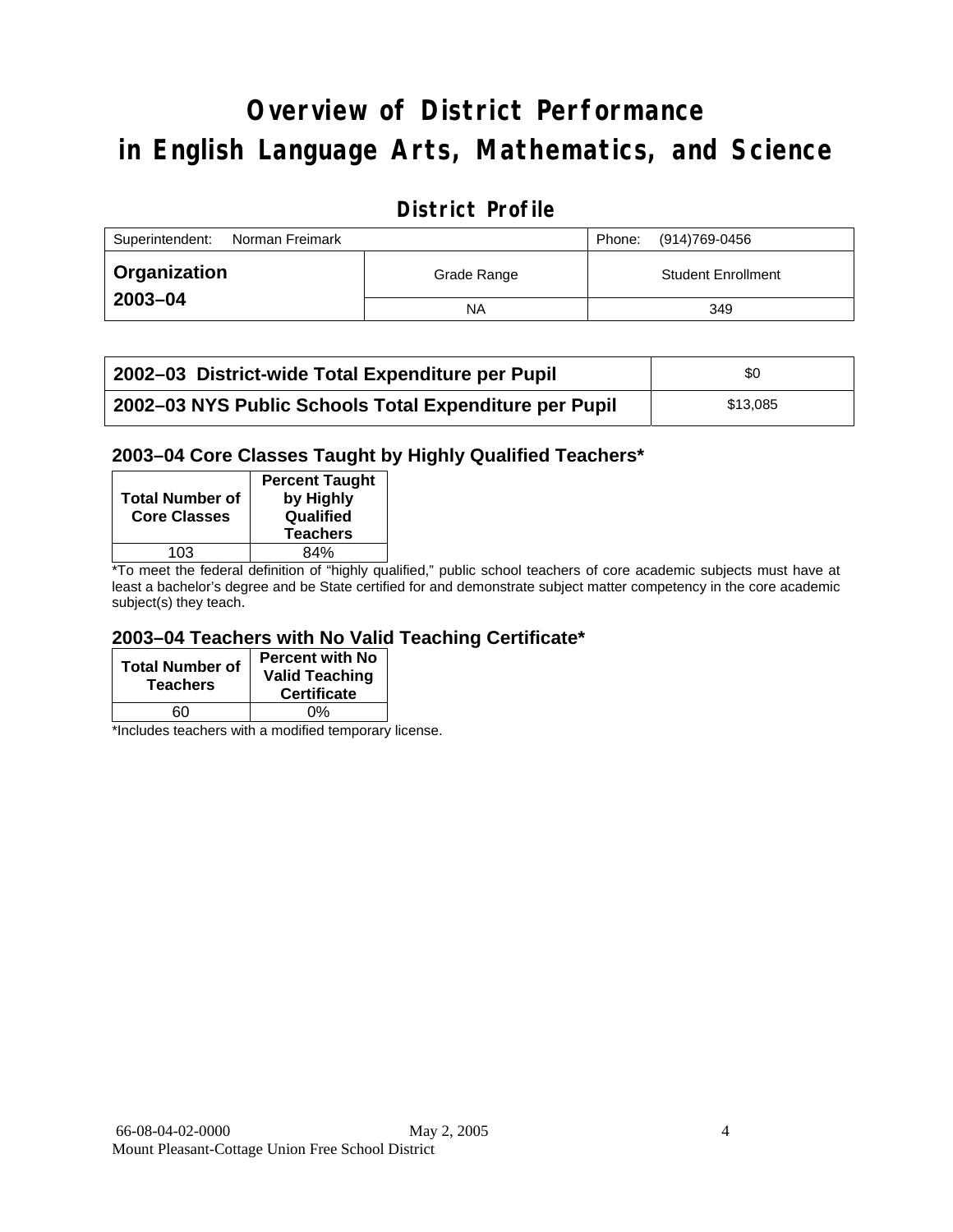# Overview of District Performance in English Language Arts, Mathematics, and Science

## District Profile

| Superintendent: Norman Freimark | | Phone: (914)769-0456 |
|---|---|---|
| **Organization 2003–04** | Grade Range | Student Enrollment |
| | NA | 349 |

| **2002–03 District-wide Total Expenditure per Pupil** | $0 |
|---|---|
| **2002–03 NYS Public Schools Total Expenditure per Pupil** | $13,085 |

### 2003–04 Core Classes Taught by Highly Qualified Teachers*

| Total Number of Core Classes | Percent Taught by Highly Qualified Teachers |
|---|---|
| 103 | 84% |

*To meet the federal definition of "highly qualified," public school teachers of core academic subjects must have at least a bachelor's degree and be State certified for and demonstrate subject matter competency in the core academic subject(s) they teach.

### 2003–04 Teachers with No Valid Teaching Certificate*

| Total Number of Teachers | Percent with No Valid Teaching Certificate |
|---|---|
| 60 | 0% |

*Includes teachers with a modified temporary license.

66-08-04-02-0000 May 2, 2005
Mount Pleasant-Cottage Union Free School District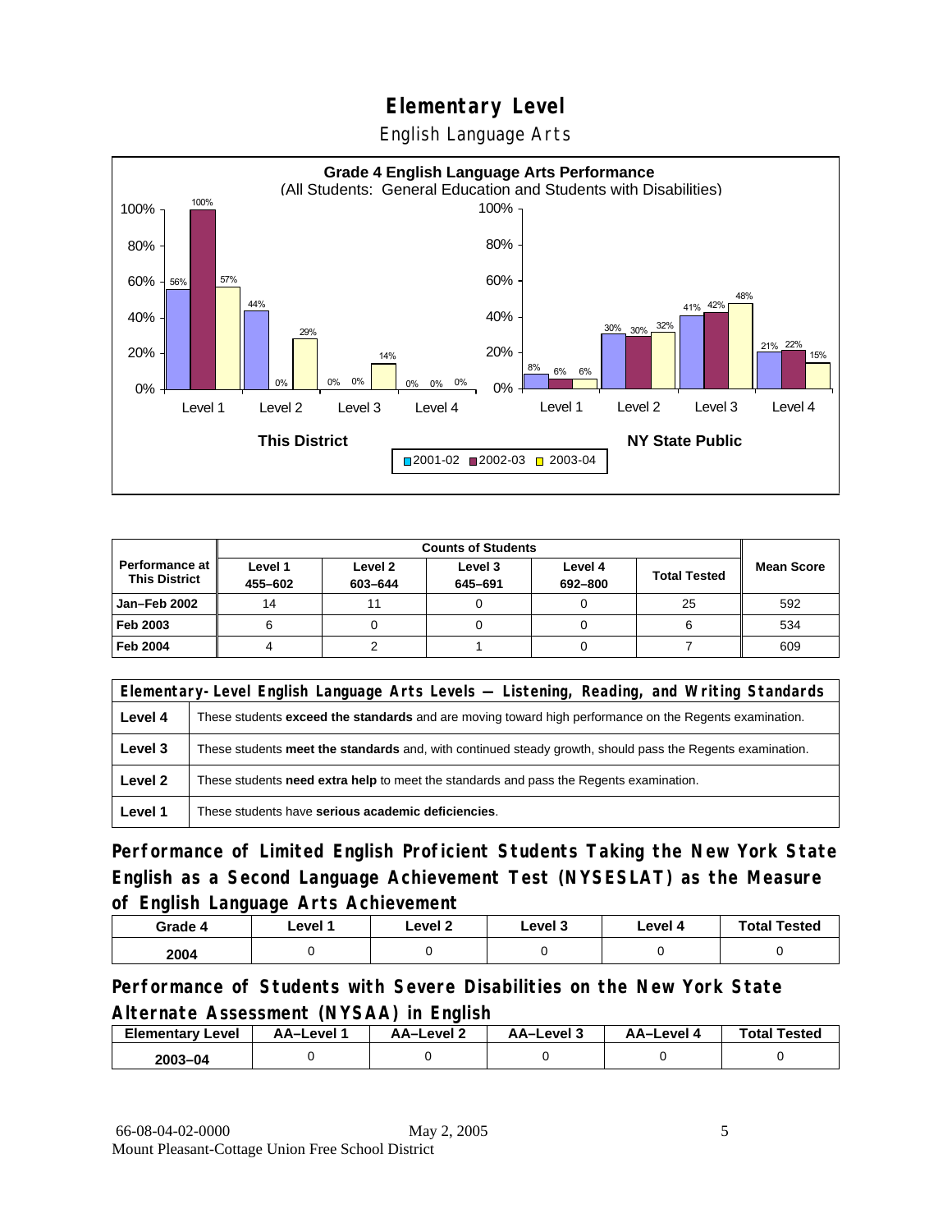# Elementary Level

## English Language Arts

**Grade 4 English Language Arts Performance**
(All Students: General Education and Students with Disabilities)

| | Level 1 | Level 2 | Level 3 | Level 4 |
|---|---|---|---|---|
| **This District** 2001-02 | 56% | 44% | 0% | 0% |
| **This District** 2002-03 | 100% | 0% | 0% | 0% |
| **This District** 2003-04 | 57% | 29% | 14% | 0% |
| **NY State Public** 2001-02 | 8% | 30% | 41% | 21% |
| **NY State Public** 2002-03 | 6% | 30% | 42% | 22% |
| **NY State Public** 2003-04 | 6% | 32% | 48% | 15% |

| Performance at This District | Counts of Students | | | | | Mean Score |
|---|---|---|---|---|---|---|
| | Level 1 455–602 | Level 2 603–644 | Level 3 645–691 | Level 4 692–800 | Total Tested | |
| Jan–Feb 2002 | 14 | 11 | 0 | 0 | 25 | 592 |
| Feb 2003 | 6 | 0 | 0 | 0 | 6 | 534 |
| Feb 2004 | 4 | 2 | 1 | 0 | 7 | 609 |

| Elementary-Level English Language Arts Levels — Listening, Reading, and Writing Standards | |
|---|---|
| Level 4 | These students **exceed the standards** and are moving toward high performance on the Regents examination. |
| Level 3 | These students **meet the standards** and, with continued steady growth, should pass the Regents examination. |
| Level 2 | These students **need extra help** to meet the standards and pass the Regents examination. |
| Level 1 | These students have **serious academic deficiencies**. |

### Performance of Limited English Proficient Students Taking the New York State English as a Second Language Achievement Test (NYSESLAT) as the Measure of English Language Arts Achievement

| Grade 4 | Level 1 | Level 2 | Level 3 | Level 4 | Total Tested |
|---|---|---|---|---|---|
| 2004 | 0 | 0 | 0 | 0 | 0 |

### Performance of Students with Severe Disabilities on the New York State Alternate Assessment (NYSAA) in English

| Elementary Level | AA–Level 1 | AA–Level 2 | AA–Level 3 | AA–Level 4 | Total Tested |
|---|---|---|---|---|---|
| 2003–04 | 0 | 0 | 0 | 0 | 0 |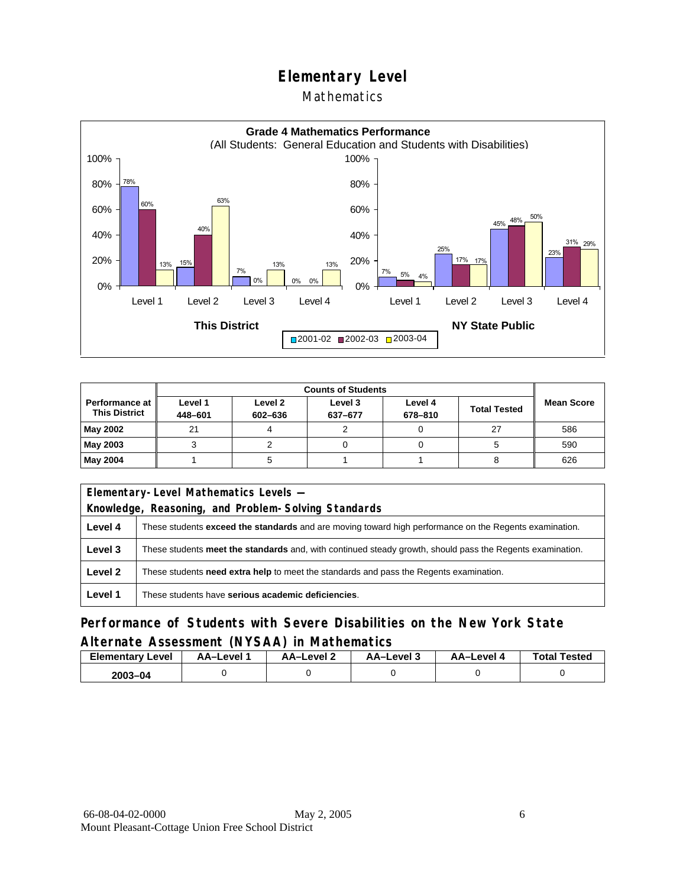# Elementary Level

## Mathematics

**Grade 4 Mathematics Performance**
(All Students: General Education and Students with Disabilities)

| | This District 2001-02 | This District 2002-03 | This District 2003-04 | NY State Public 2001-02 | NY State Public 2002-03 | NY State Public 2003-04 |
|---|---|---|---|---|---|---|
| Level 1 | 78% | 60% | 13% | 7% | 5% | 4% |
| Level 2 | 15% | 40% | 63% | 25% | 17% | 17% |
| Level 3 | 7% | 0% | 13% | 45% | 48% | 50% |
| Level 4 | 0% | 0% | 13% | 23% | 31% | 29% |

| Performance at This District | Counts of Students | | | | | Mean Score |
|---|---|---|---|---|---|---|
| | Level 1 448–601 | Level 2 602–636 | Level 3 637–677 | Level 4 678–810 | Total Tested | |
| **May 2002** | 21 | 4 | 2 | 0 | 27 | 586 |
| **May 2003** | 3 | 2 | 0 | 0 | 5 | 590 |
| **May 2004** | 1 | 5 | 1 | 1 | 8 | 626 |

| Elementary-Level Mathematics Levels — Knowledge, Reasoning, and Problem-Solving Standards | |
|---|---|
| **Level 4** | These students **exceed the standards** and are moving toward high performance on the Regents examination. |
| **Level 3** | These students **meet the standards** and, with continued steady growth, should pass the Regents examination. |
| **Level 2** | These students **need extra help** to meet the standards and pass the Regents examination. |
| **Level 1** | These students have **serious academic deficiencies**. |

## Performance of Students with Severe Disabilities on the New York State Alternate Assessment (NYSAA) in Mathematics

| Elementary Level | AA–Level 1 | AA–Level 2 | AA–Level 3 | AA–Level 4 | Total Tested |
|---|---|---|---|---|---|
| **2003–04** | 0 | 0 | 0 | 0 | 0 |

66-08-04-02-0000 May 2, 2005
Mount Pleasant-Cottage Union Free School District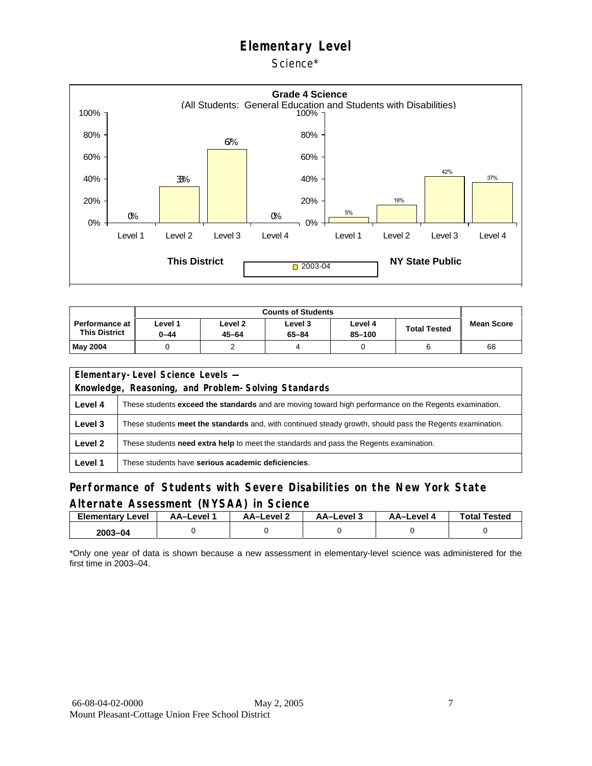# Elementary Level

Science*

**Grade 4 Science**
(All Students: General Education and Students with Disabilities)

| | Level 1 | Level 2 | Level 3 | Level 4 |
|---|---|---|---|---|
| This District (2003-04) | 0% | 33% | 67% | 0% |
| NY State Public (2003-04) | 5% | 16% | 42% | 37% |

| Performance at This District | Counts of Students | | | | | Mean Score |
|---|---|---|---|---|---|---|
| | Level 1 0–44 | Level 2 45–64 | Level 3 65–84 | Level 4 85–100 | Total Tested | |
| **May 2004** | 0 | 2 | 4 | 0 | 6 | 68 |

| Elementary-Level Science Levels — Knowledge, Reasoning, and Problem-Solving Standards | |
|---|---|
| **Level 4** | These students **exceed the standards** and are moving toward high performance on the Regents examination. |
| **Level 3** | These students **meet the standards** and, with continued steady growth, should pass the Regents examination. |
| **Level 2** | These students **need extra help** to meet the standards and pass the Regents examination. |
| **Level 1** | These students have **serious academic deficiencies**. |

## Performance of Students with Severe Disabilities on the New York State Alternate Assessment (NYSAA) in Science

| Elementary Level | AA–Level 1 | AA–Level 2 | AA–Level 3 | AA–Level 4 | Total Tested |
|---|---|---|---|---|---|
| 2003–04 | 0 | 0 | 0 | 0 | 0 |

*Only one year of data is shown because a new assessment in elementary-level science was administered for the first time in 2003–04.

66-08-04-02-0000 May 2, 2005
Mount Pleasant-Cottage Union Free School District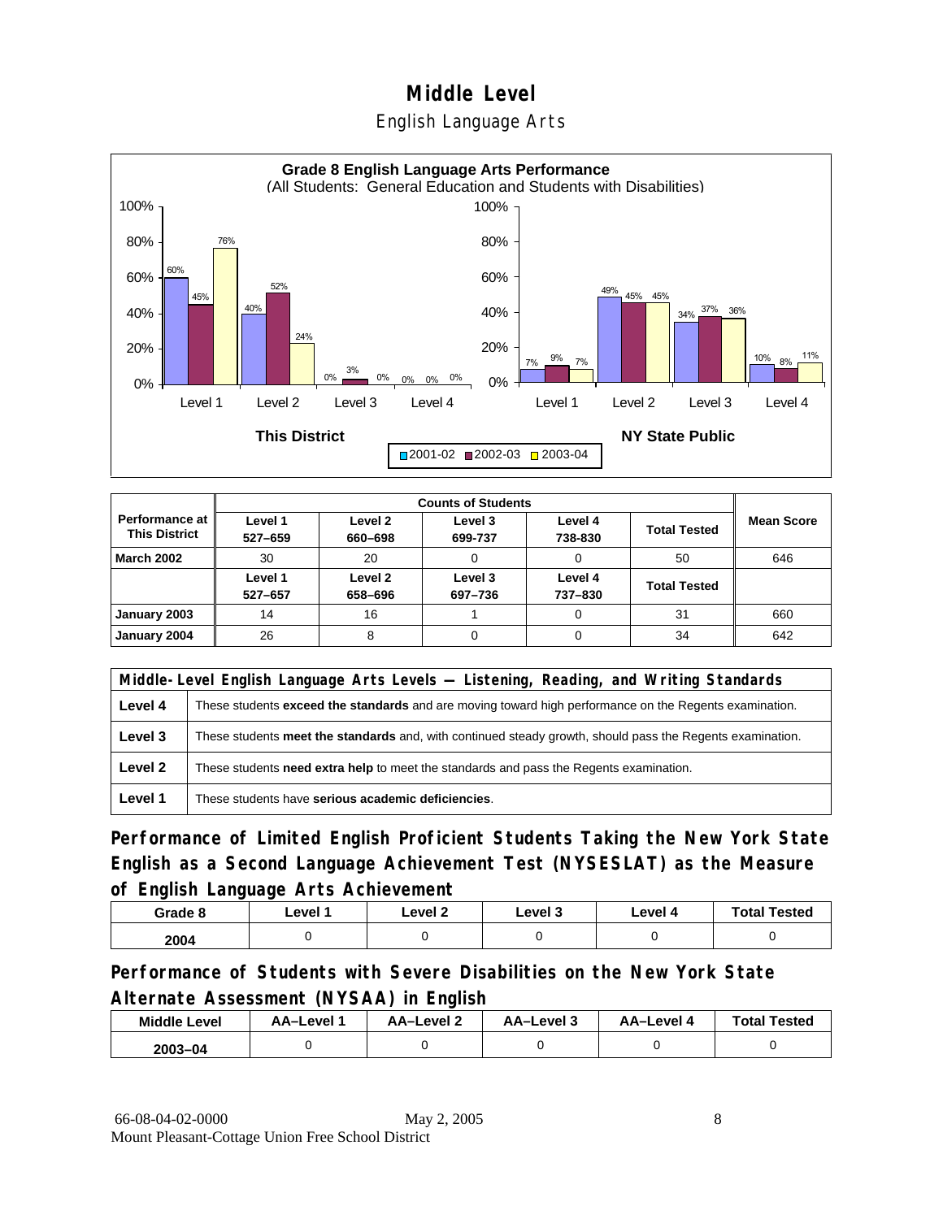# Middle Level

## English Language Arts

**Grade 8 English Language Arts Performance**
(All Students: General Education and Students with Disabilities)

| | Level 1 | Level 2 | Level 3 | Level 4 |
|---|---|---|---|---|
| **This District** 2001-02 | 60% | 40% | 0% | 0% |
| **This District** 2002-03 | 45% | 52% | 3% | 0% |
| **This District** 2003-04 | 76% | 24% | 0% | 0% |
| **NY State Public** 2001-02 | 7% | 49% | 34% | 10% |
| **NY State Public** 2002-03 | 9% | 45% | 37% | 8% |
| **NY State Public** 2003-04 | 7% | 45% | 36% | 11% |

| Performance at This District | Counts of Students | | | | | Mean Score |
|---|---|---|---|---|---|---|
| | Level 1 527–659 | Level 2 660–698 | Level 3 699-737 | Level 4 738-830 | Total Tested | |
| **March 2002** | 30 | 20 | 0 | 0 | 50 | 646 |
| | Level 1 527–657 | Level 2 658–696 | Level 3 697–736 | Level 4 737–830 | Total Tested | |
| **January 2003** | 14 | 16 | 1 | 0 | 31 | 660 |
| **January 2004** | 26 | 8 | 0 | 0 | 34 | 642 |

| Middle-Level English Language Arts Levels — Listening, Reading, and Writing Standards | |
|---|---|
| **Level 4** | These students **exceed the standards** and are moving toward high performance on the Regents examination. |
| **Level 3** | These students **meet the standards** and, with continued steady growth, should pass the Regents examination. |
| **Level 2** | These students **need extra help** to meet the standards and pass the Regents examination. |
| **Level 1** | These students have **serious academic deficiencies**. |

## Performance of Limited English Proficient Students Taking the New York State English as a Second Language Achievement Test (NYSESLAT) as the Measure of English Language Arts Achievement

| Grade 8 | Level 1 | Level 2 | Level 3 | Level 4 | Total Tested |
|---|---|---|---|---|---|
| 2004 | 0 | 0 | 0 | 0 | 0 |

## Performance of Students with Severe Disabilities on the New York State Alternate Assessment (NYSAA) in English

| Middle Level | AA–Level 1 | AA–Level 2 | AA–Level 3 | AA–Level 4 | Total Tested |
|---|---|---|---|---|---|
| 2003–04 | 0 | 0 | 0 | 0 | 0 |

66-08-04-02-0000 May 2, 2005
Mount Pleasant-Cottage Union Free School District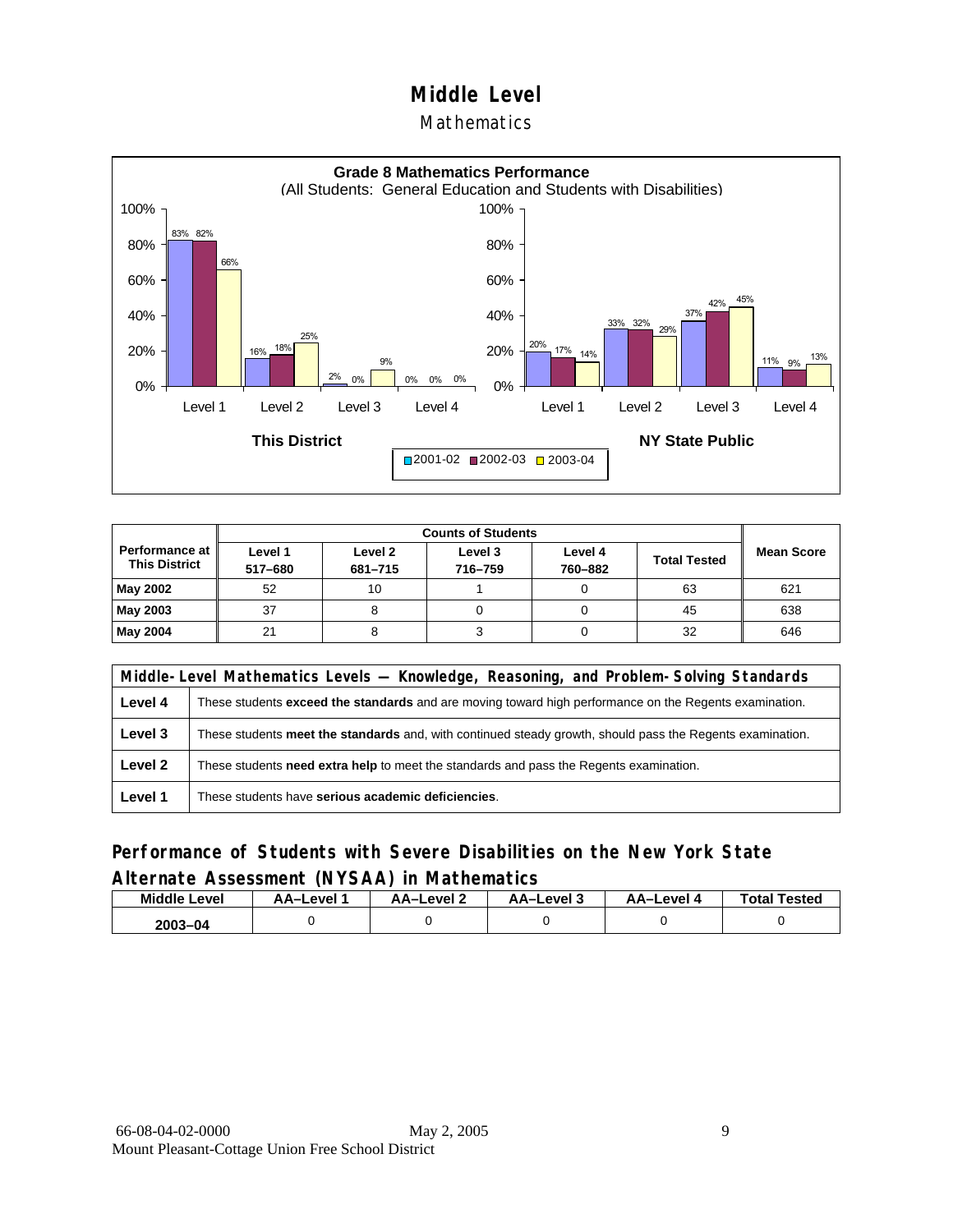# Middle Level

## Mathematics

**Grade 8 Mathematics Performance**
(All Students: General Education and Students with Disabilities)

| | This District 2001-02 | This District 2002-03 | This District 2003-04 | NY State Public 2001-02 | NY State Public 2002-03 | NY State Public 2003-04 |
|---|---|---|---|---|---|---|
| Level 1 | 83% | 82% | 66% | 20% | 17% | 14% |
| Level 2 | 16% | 18% | 25% | 33% | 32% | 29% |
| Level 3 | 2% | 0% | 9% | 37% | 42% | 45% |
| Level 4 | 0% | 0% | 0% | 11% | 9% | 13% |

| Performance at This District | Counts of Students | | | | | Mean Score |
|---|---|---|---|---|---|---|
| | Level 1 517–680 | Level 2 681–715 | Level 3 716–759 | Level 4 760–882 | Total Tested | |
| **May 2002** | 52 | 10 | 1 | 0 | 63 | 621 |
| **May 2003** | 37 | 8 | 0 | 0 | 45 | 638 |
| **May 2004** | 21 | 8 | 3 | 0 | 32 | 646 |

| Middle-Level Mathematics Levels — Knowledge, Reasoning, and Problem-Solving Standards | |
|---|---|
| **Level 4** | These students **exceed the standards** and are moving toward high performance on the Regents examination. |
| **Level 3** | These students **meet the standards** and, with continued steady growth, should pass the Regents examination. |
| **Level 2** | These students **need extra help** to meet the standards and pass the Regents examination. |
| **Level 1** | These students have **serious academic deficiencies**. |

## Performance of Students with Severe Disabilities on the New York State Alternate Assessment (NYSAA) in Mathematics

| Middle Level | AA–Level 1 | AA–Level 2 | AA–Level 3 | AA–Level 4 | Total Tested |
|---|---|---|---|---|---|
| **2003–04** | 0 | 0 | 0 | 0 | 0 |

66-08-04-02-0000 May 2, 2005
Mount Pleasant-Cottage Union Free School District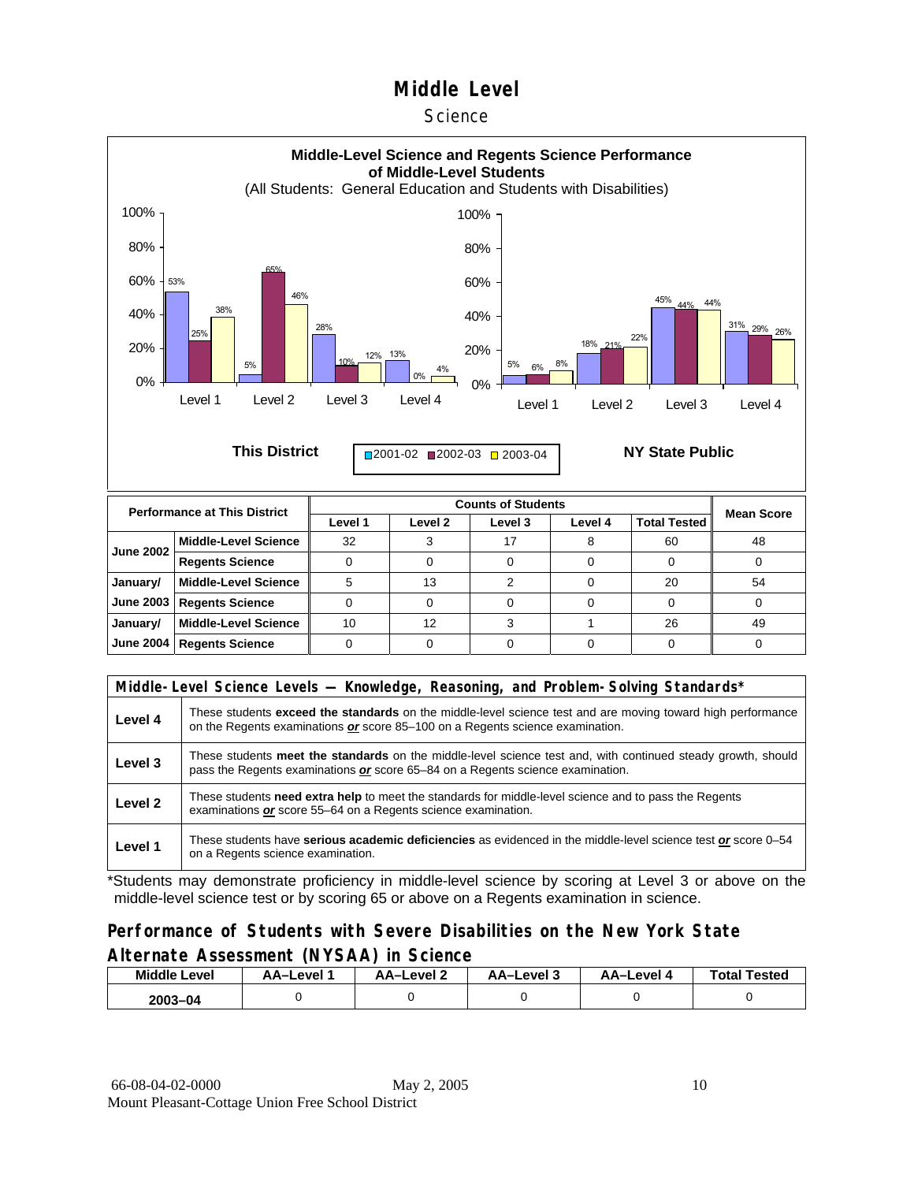# Middle Level

## Science

**Middle-Level Science and Regents Science Performance of Middle-Level Students**
(All Students: General Education and Students with Disabilities)

| This District | 2001-02 | 2002-03 | 2003-04 |
|---|---|---|---|
| Level 1 | 53% | 25% | 38% |
| Level 2 | 5% | 65% | 46% |
| Level 3 | 28% | 10% | 12% |
| Level 4 | 13% | 0% | 4% |

| NY State Public | 2001-02 | 2002-03 | 2003-04 |
|---|---|---|---|
| Level 1 | 5% | 6% | 8% |
| Level 2 | 18% | 21% | 22% |
| Level 3 | 45% | 44% | 44% |
| Level 4 | 31% | 29% | 26% |

| Performance at This District | | Counts of Students | | | | | Mean Score |
|---|---|---|---|---|---|---|---|
| | | Level 1 | Level 2 | Level 3 | Level 4 | Total Tested | |
| June 2002 | Middle-Level Science | 32 | 3 | 17 | 8 | 60 | 48 |
| | Regents Science | 0 | 0 | 0 | 0 | 0 | 0 |
| January/ June 2003 | Middle-Level Science | 5 | 13 | 2 | 0 | 20 | 54 |
| | Regents Science | 0 | 0 | 0 | 0 | 0 | 0 |
| January/ June 2004 | Middle-Level Science | 10 | 12 | 3 | 1 | 26 | 49 |
| | Regents Science | 0 | 0 | 0 | 0 | 0 | 0 |

| Middle-Level Science Levels — Knowledge, Reasoning, and Problem-Solving Standards* | |
|---|---|
| **Level 4** | These students **exceed the standards** on the middle-level science test and are moving toward high performance on the Regents examinations ***or*** score 85–100 on a Regents science examination. |
| **Level 3** | These students **meet the standards** on the middle-level science test and, with continued steady growth, should pass the Regents examinations ***or*** score 65–84 on a Regents science examination. |
| **Level 2** | These students **need extra help** to meet the standards for middle-level science and to pass the Regents examinations ***or*** score 55–64 on a Regents science examination. |
| **Level 1** | These students have **serious academic deficiencies** as evidenced in the middle-level science test ***or*** score 0–54 on a Regents science examination. |

*Students may demonstrate proficiency in middle-level science by scoring at Level 3 or above on the middle-level science test or by scoring 65 or above on a Regents examination in science.

### Performance of Students with Severe Disabilities on the New York State Alternate Assessment (NYSAA) in Science

| Middle Level | AA–Level 1 | AA–Level 2 | AA–Level 3 | AA–Level 4 | Total Tested |
|---|---|---|---|---|---|
| 2003–04 | 0 | 0 | 0 | 0 | 0 |

66-08-04-02-0000 May 2, 2005
Mount Pleasant-Cottage Union Free School District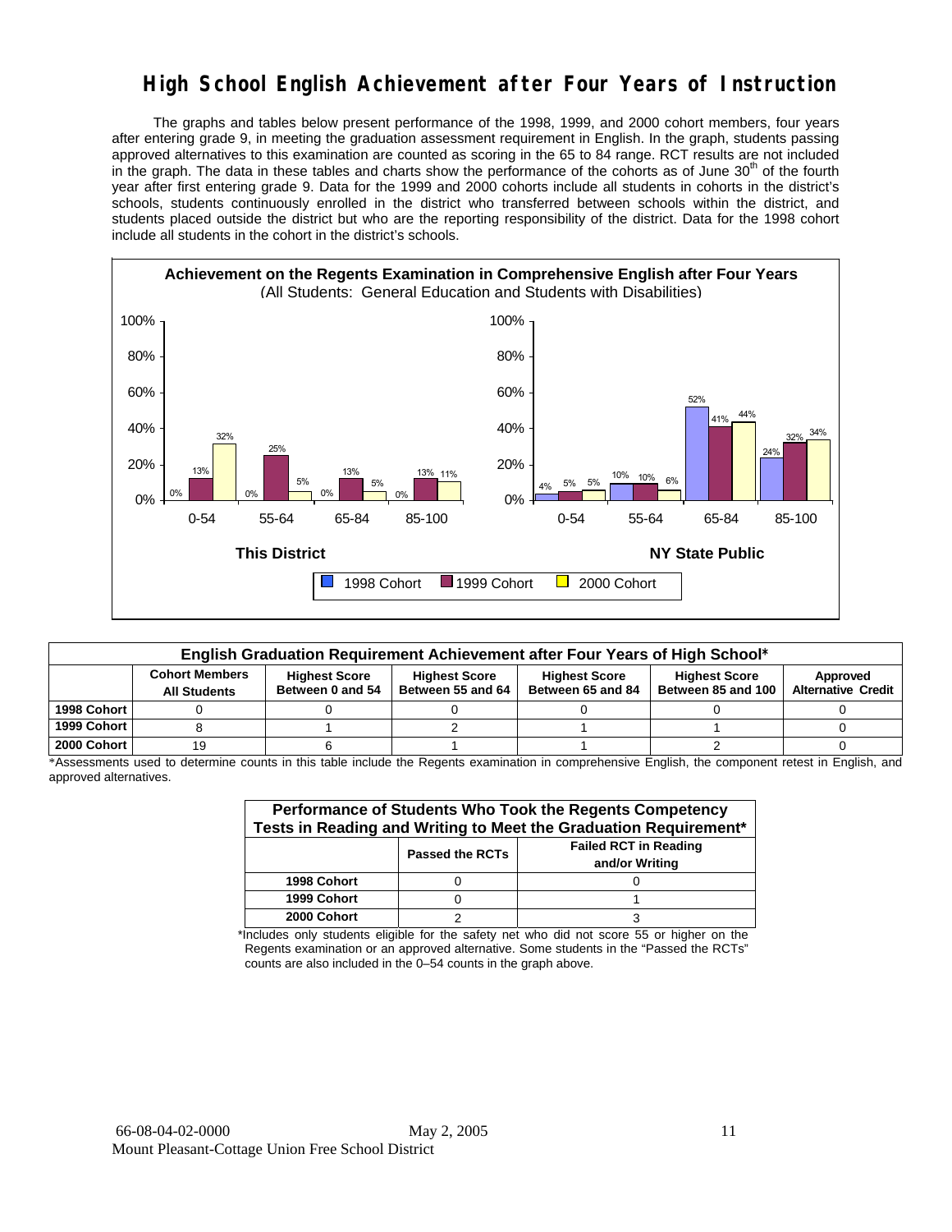# High School English Achievement after Four Years of Instruction

The graphs and tables below present performance of the 1998, 1999, and 2000 cohort members, four years after entering grade 9, in meeting the graduation assessment requirement in English. In the graph, students passing approved alternatives to this examination are counted as scoring in the 65 to 84 range. RCT results are not included in the graph. The data in these tables and charts show the performance of the cohorts as of June 30th of the fourth year after first entering grade 9. Data for the 1999 and 2000 cohorts include all students in cohorts in the district's schools, students continuously enrolled in the district who transferred between schools within the district, and students placed outside the district but who are the reporting responsibility of the district. Data for the 1998 cohort include all students in the cohort in the district's schools.

**Achievement on the Regents Examination in Comprehensive English after Four Years**
(All Students: General Education and Students with Disabilities)

| | This District | | | NY State Public | | |
|---|---|---|---|---|---|---|
| Score | 1998 Cohort | 1999 Cohort | 2000 Cohort | 1998 Cohort | 1999 Cohort | 2000 Cohort |
| 0-54 | 0% | 13% | 32% | 4% | 5% | 5% |
| 55-64 | 0% | 25% | 5% | 10% | 10% | 6% |
| 65-84 | 0% | 13% | 5% | 52% | 41% | 44% |
| 85-100 | 0% | 13% | 11% | 24% | 32% | 34% |

**English Graduation Requirement Achievement after Four Years of High School***

| | Cohort Members All Students | Highest Score Between 0 and 54 | Highest Score Between 55 and 64 | Highest Score Between 65 and 84 | Highest Score Between 85 and 100 | Approved Alternative Credit |
|---|---|---|---|---|---|---|
| 1998 Cohort | 0 | 0 | 0 | 0 | 0 | 0 |
| 1999 Cohort | 8 | 1 | 2 | 1 | 1 | 0 |
| 2000 Cohort | 19 | 6 | 1 | 1 | 2 | 0 |

*Assessments used to determine counts in this table include the Regents examination in comprehensive English, the component retest in English, and approved alternatives.

**Performance of Students Who Took the Regents Competency Tests in Reading and Writing to Meet the Graduation Requirement***

| | Passed the RCTs | Failed RCT in Reading and/or Writing |
|---|---|---|
| 1998 Cohort | 0 | 0 |
| 1999 Cohort | 0 | 1 |
| 2000 Cohort | 2 | 3 |

*Includes only students eligible for the safety net who did not score 55 or higher on the Regents examination or an approved alternative. Some students in the "Passed the RCTs" counts are also included in the 0–54 counts in the graph above.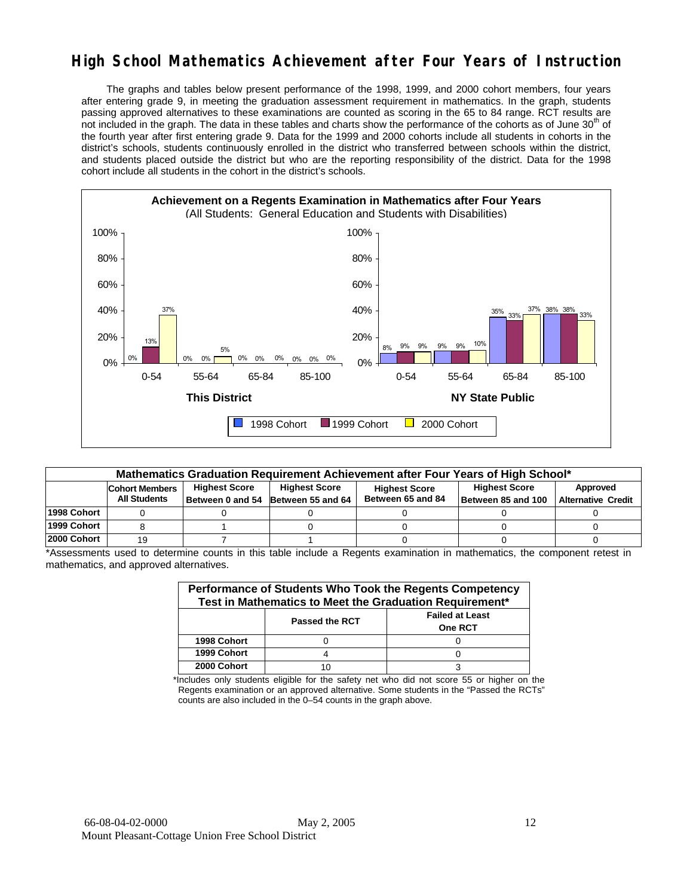# High School Mathematics Achievement after Four Years of Instruction

The graphs and tables below present performance of the 1998, 1999, and 2000 cohort members, four years after entering grade 9, in meeting the graduation assessment requirement in mathematics. In the graph, students passing approved alternatives to these examinations are counted as scoring in the 65 to 84 range. RCT results are not included in the graph. The data in these tables and charts show the performance of the cohorts as of June 30th of the fourth year after first entering grade 9. Data for the 1999 and 2000 cohorts include all students in cohorts in the district's schools, students continuously enrolled in the district who transferred between schools within the district, and students placed outside the district but who are the reporting responsibility of the district. Data for the 1998 cohort include all students in the cohort in the district's schools.

**Achievement on a Regents Examination in Mathematics after Four Years**
(All Students: General Education and Students with Disabilities)

**This District**

| Score | 1998 Cohort | 1999 Cohort | 2000 Cohort |
|---|---|---|---|
| 0-54 | 0% | 13% | 37% |
| 55-64 | 0% | 0% | 5% |
| 65-84 | 0% | 0% | 0% |
| 85-100 | 0% | 0% | 0% |

**NY State Public**

| Score | 1998 Cohort | 1999 Cohort | 2000 Cohort |
|---|---|---|---|
| 0-54 | 8% | 9% | 9% |
| 55-64 | 9% | 9% | 10% |
| 65-84 | 35% | 33% | 37% |
| 85-100 | 38% | 38% | 33% |

| Mathematics Graduation Requirement Achievement after Four Years of High School* | | | | | | |
|---|---|---|---|---|---|---|
| | Cohort Members All Students | Highest Score Between 0 and 54 | Highest Score Between 55 and 64 | Highest Score Between 65 and 84 | Highest Score Between 85 and 100 | Approved Alternative Credit |
| 1998 Cohort | 0 | 0 | 0 | 0 | 0 | 0 |
| 1999 Cohort | 8 | 1 | 0 | 0 | 0 | 0 |
| 2000 Cohort | 19 | 7 | 1 | 0 | 0 | 0 |

*Assessments used to determine counts in this table include a Regents examination in mathematics, the component retest in mathematics, and approved alternatives.

| Performance of Students Who Took the Regents Competency Test in Mathematics to Meet the Graduation Requirement* | | |
|---|---|---|
| | Passed the RCT | Failed at Least One RCT |
| 1998 Cohort | 0 | 0 |
| 1999 Cohort | 4 | 0 |
| 2000 Cohort | 10 | 3 |

*Includes only students eligible for the safety net who did not score 55 or higher on the Regents examination or an approved alternative. Some students in the "Passed the RCTs" counts are also included in the 0–54 counts in the graph above.

66-08-04-02-0000 May 2, 2005
Mount Pleasant-Cottage Union Free School District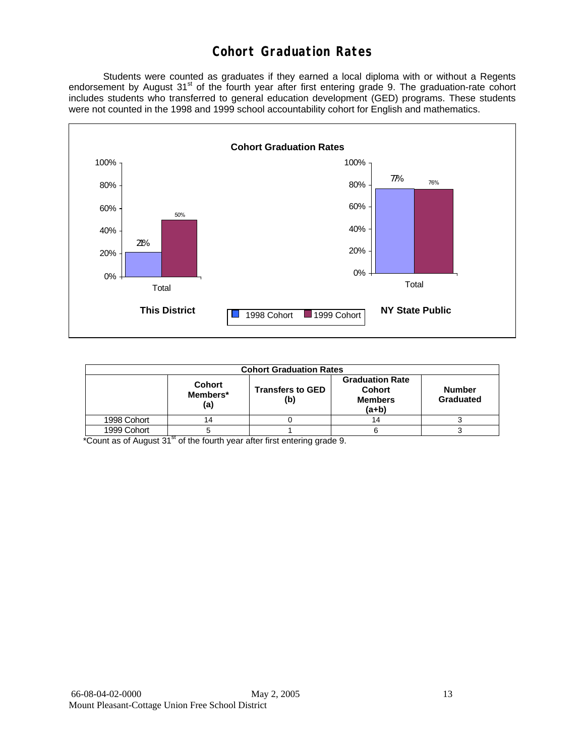# Cohort Graduation Rates

Students were counted as graduates if they earned a local diploma with or without a Regents endorsement by August 31st of the fourth year after first entering grade 9. The graduation-rate cohort includes students who transferred to general education development (GED) programs. These students were not counted in the 1998 and 1999 school accountability cohort for English and mathematics.

**Cohort Graduation Rates**

| | This District (Total) | NY State Public (Total) |
|---|---|---|
| 1998 Cohort | 21% | 77% |
| 1999 Cohort | 50% | 76% |

| Cohort Graduation Rates | | | | |
|---|---|---|---|---|
| | Cohort Members* (a) | Transfers to GED (b) | Graduation Rate Cohort Members (a+b) | Number Graduated |
| 1998 Cohort | 14 | 0 | 14 | 3 |
| 1999 Cohort | 5 | 1 | 6 | 3 |

*Count as of August 31st of the fourth year after first entering grade 9.

66-08-04-02-0000 May 2, 2005
Mount Pleasant-Cottage Union Free School District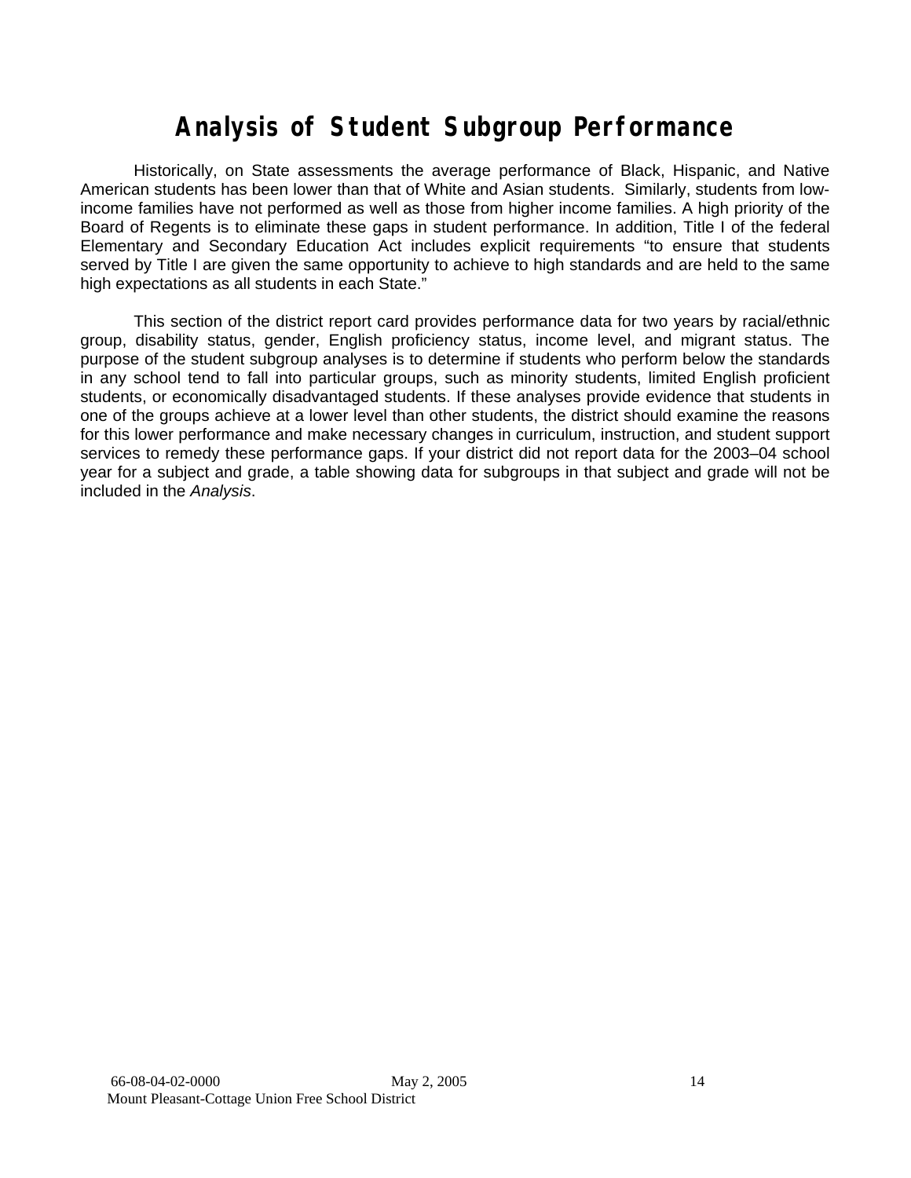# Analysis of Student Subgroup Performance

Historically, on State assessments the average performance of Black, Hispanic, and Native American students has been lower than that of White and Asian students. Similarly, students from low-income families have not performed as well as those from higher income families. A high priority of the Board of Regents is to eliminate these gaps in student performance. In addition, Title I of the federal Elementary and Secondary Education Act includes explicit requirements "to ensure that students served by Title I are given the same opportunity to achieve to high standards and are held to the same high expectations as all students in each State."

This section of the district report card provides performance data for two years by racial/ethnic group, disability status, gender, English proficiency status, income level, and migrant status. The purpose of the student subgroup analyses is to determine if students who perform below the standards in any school tend to fall into particular groups, such as minority students, limited English proficient students, or economically disadvantaged students. If these analyses provide evidence that students in one of the groups achieve at a lower level than other students, the district should examine the reasons for this lower performance and make necessary changes in curriculum, instruction, and student support services to remedy these performance gaps. If your district did not report data for the 2003–04 school year for a subject and grade, a table showing data for subgroups in that subject and grade will not be included in the *Analysis*.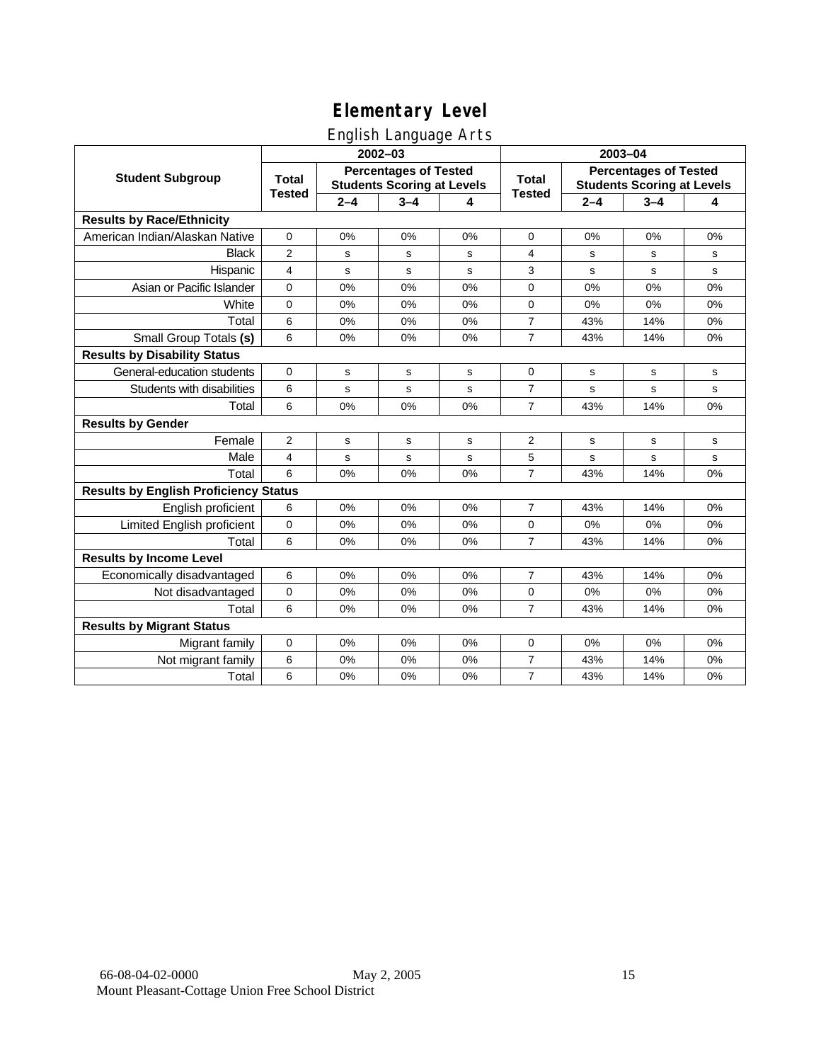# Elementary Level

## English Language Arts

| Student Subgroup | 2002–03 | | | | 2003–04 | | | |
|---|---|---|---|---|---|---|---|---|
| | Total Tested | Percentages of Tested Students Scoring at Levels | | | Total Tested | Percentages of Tested Students Scoring at Levels | | |
| | | 2–4 | 3–4 | 4 | | 2–4 | 3–4 | 4 |
| **Results by Race/Ethnicity** | | | | | | | | |
| American Indian/Alaskan Native | 0 | 0% | 0% | 0% | 0 | 0% | 0% | 0% |
| Black | 2 | s | s | s | 4 | s | s | s |
| Hispanic | 4 | s | s | s | 3 | s | s | s |
| Asian or Pacific Islander | 0 | 0% | 0% | 0% | 0 | 0% | 0% | 0% |
| White | 0 | 0% | 0% | 0% | 0 | 0% | 0% | 0% |
| Total | 6 | 0% | 0% | 0% | 7 | 43% | 14% | 0% |
| Small Group Totals **(s)** | 6 | 0% | 0% | 0% | 7 | 43% | 14% | 0% |
| **Results by Disability Status** | | | | | | | | |
| General-education students | 0 | s | s | s | 0 | s | s | s |
| Students with disabilities | 6 | s | s | s | 7 | s | s | s |
| Total | 6 | 0% | 0% | 0% | 7 | 43% | 14% | 0% |
| **Results by Gender** | | | | | | | | |
| Female | 2 | s | s | s | 2 | s | s | s |
| Male | 4 | s | s | s | 5 | s | s | s |
| Total | 6 | 0% | 0% | 0% | 7 | 43% | 14% | 0% |
| **Results by English Proficiency Status** | | | | | | | | |
| English proficient | 6 | 0% | 0% | 0% | 7 | 43% | 14% | 0% |
| Limited English proficient | 0 | 0% | 0% | 0% | 0 | 0% | 0% | 0% |
| Total | 6 | 0% | 0% | 0% | 7 | 43% | 14% | 0% |
| **Results by Income Level** | | | | | | | | |
| Economically disadvantaged | 6 | 0% | 0% | 0% | 7 | 43% | 14% | 0% |
| Not disadvantaged | 0 | 0% | 0% | 0% | 0 | 0% | 0% | 0% |
| Total | 6 | 0% | 0% | 0% | 7 | 43% | 14% | 0% |
| **Results by Migrant Status** | | | | | | | | |
| Migrant family | 0 | 0% | 0% | 0% | 0 | 0% | 0% | 0% |
| Not migrant family | 6 | 0% | 0% | 0% | 7 | 43% | 14% | 0% |
| Total | 6 | 0% | 0% | 0% | 7 | 43% | 14% | 0% |

66-08-04-02-0000 May 2, 2005

Mount Pleasant-Cottage Union Free School District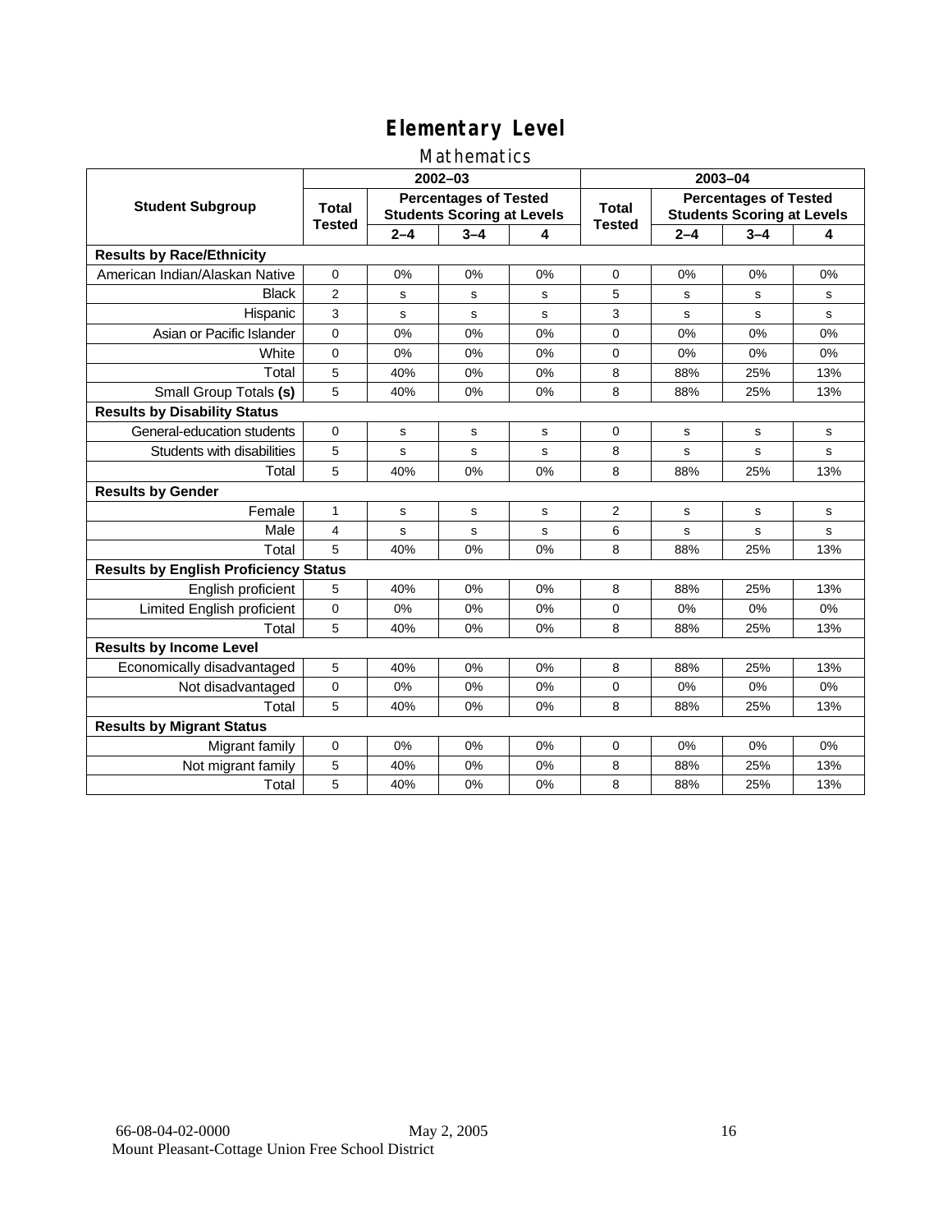# Elementary Level

## Mathematics

| Student Subgroup | 2002–03 | | | | 2003–04 | | | |
|---|---|---|---|---|---|---|---|---|
| | Total Tested | Percentages of Tested Students Scoring at Levels | | | Total Tested | Percentages of Tested Students Scoring at Levels | | |
| | | 2–4 | 3–4 | 4 | | 2–4 | 3–4 | 4 |
| **Results by Race/Ethnicity** | | | | | | | | |
| American Indian/Alaskan Native | 0 | 0% | 0% | 0% | 0 | 0% | 0% | 0% |
| Black | 2 | s | s | s | 5 | s | s | s |
| Hispanic | 3 | s | s | s | 3 | s | s | s |
| Asian or Pacific Islander | 0 | 0% | 0% | 0% | 0 | 0% | 0% | 0% |
| White | 0 | 0% | 0% | 0% | 0 | 0% | 0% | 0% |
| Total | 5 | 40% | 0% | 0% | 8 | 88% | 25% | 13% |
| Small Group Totals **(s)** | 5 | 40% | 0% | 0% | 8 | 88% | 25% | 13% |
| **Results by Disability Status** | | | | | | | | |
| General-education students | 0 | s | s | s | 0 | s | s | s |
| Students with disabilities | 5 | s | s | s | 8 | s | s | s |
| Total | 5 | 40% | 0% | 0% | 8 | 88% | 25% | 13% |
| **Results by Gender** | | | | | | | | |
| Female | 1 | s | s | s | 2 | s | s | s |
| Male | 4 | s | s | s | 6 | s | s | s |
| Total | 5 | 40% | 0% | 0% | 8 | 88% | 25% | 13% |
| **Results by English Proficiency Status** | | | | | | | | |
| English proficient | 5 | 40% | 0% | 0% | 8 | 88% | 25% | 13% |
| Limited English proficient | 0 | 0% | 0% | 0% | 0 | 0% | 0% | 0% |
| Total | 5 | 40% | 0% | 0% | 8 | 88% | 25% | 13% |
| **Results by Income Level** | | | | | | | | |
| Economically disadvantaged | 5 | 40% | 0% | 0% | 8 | 88% | 25% | 13% |
| Not disadvantaged | 0 | 0% | 0% | 0% | 0 | 0% | 0% | 0% |
| Total | 5 | 40% | 0% | 0% | 8 | 88% | 25% | 13% |
| **Results by Migrant Status** | | | | | | | | |
| Migrant family | 0 | 0% | 0% | 0% | 0 | 0% | 0% | 0% |
| Not migrant family | 5 | 40% | 0% | 0% | 8 | 88% | 25% | 13% |
| Total | 5 | 40% | 0% | 0% | 8 | 88% | 25% | 13% |

66-08-04-02-0000 May 2, 2005
Mount Pleasant-Cottage Union Free School District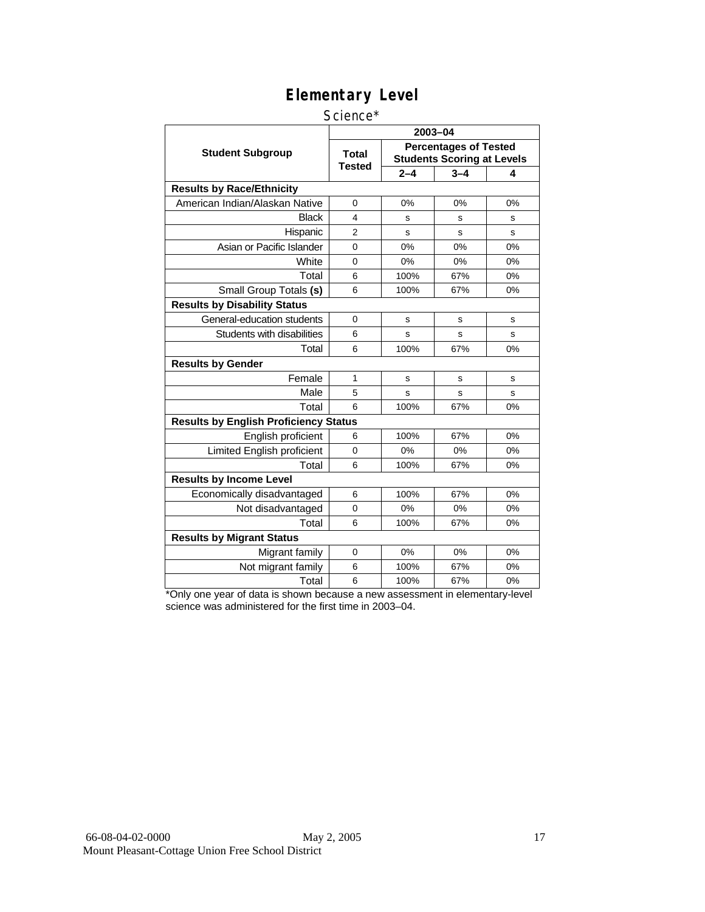# Elementary Level

Science*

| Student Subgroup | 2003–04 | | | |
|---|---|---|---|---|
| | Total Tested | Percentages of Tested Students Scoring at Levels | | |
| | | 2–4 | 3–4 | 4 |
| **Results by Race/Ethnicity** | | | | |
| American Indian/Alaskan Native | 0 | 0% | 0% | 0% |
| Black | 4 | s | s | s |
| Hispanic | 2 | s | s | s |
| Asian or Pacific Islander | 0 | 0% | 0% | 0% |
| White | 0 | 0% | 0% | 0% |
| Total | 6 | 100% | 67% | 0% |
| Small Group Totals **(s)** | 6 | 100% | 67% | 0% |
| **Results by Disability Status** | | | | |
| General-education students | 0 | s | s | s |
| Students with disabilities | 6 | s | s | s |
| Total | 6 | 100% | 67% | 0% |
| **Results by Gender** | | | | |
| Female | 1 | s | s | s |
| Male | 5 | s | s | s |
| Total | 6 | 100% | 67% | 0% |
| **Results by English Proficiency Status** | | | | |
| English proficient | 6 | 100% | 67% | 0% |
| Limited English proficient | 0 | 0% | 0% | 0% |
| Total | 6 | 100% | 67% | 0% |
| **Results by Income Level** | | | | |
| Economically disadvantaged | 6 | 100% | 67% | 0% |
| Not disadvantaged | 0 | 0% | 0% | 0% |
| Total | 6 | 100% | 67% | 0% |
| **Results by Migrant Status** | | | | |
| Migrant family | 0 | 0% | 0% | 0% |
| Not migrant family | 6 | 100% | 67% | 0% |
| Total | 6 | 100% | 67% | 0% |

*Only one year of data is shown because a new assessment in elementary-level science was administered for the first time in 2003–04.

66-08-04-02-0000 May 2, 2005
Mount Pleasant-Cottage Union Free School District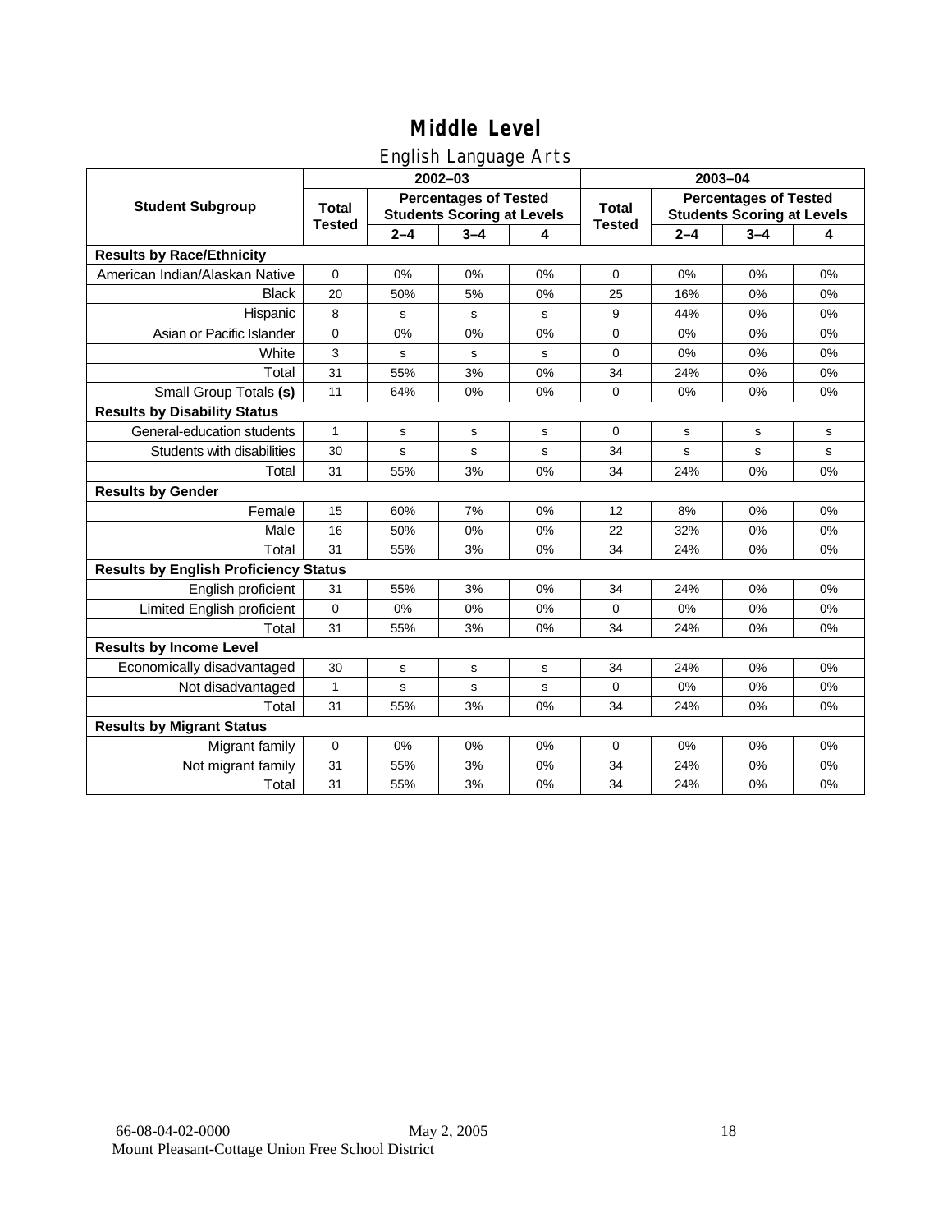# Middle Level

## English Language Arts

| Student Subgroup | 2002–03 Total Tested | 2002–03 Percentages of Tested Students Scoring at Levels 2–4 | 3–4 | 4 | 2003–04 Total Tested | 2003–04 Percentages of Tested Students Scoring at Levels 2–4 | 3–4 | 4 |
|---|---|---|---|---|---|---|---|---|
| **Results by Race/Ethnicity** | | | | | | | | |
| American Indian/Alaskan Native | 0 | 0% | 0% | 0% | 0 | 0% | 0% | 0% |
| Black | 20 | 50% | 5% | 0% | 25 | 16% | 0% | 0% |
| Hispanic | 8 | s | s | s | 9 | 44% | 0% | 0% |
| Asian or Pacific Islander | 0 | 0% | 0% | 0% | 0 | 0% | 0% | 0% |
| White | 3 | s | s | s | 0 | 0% | 0% | 0% |
| Total | 31 | 55% | 3% | 0% | 34 | 24% | 0% | 0% |
| Small Group Totals **(s)** | 11 | 64% | 0% | 0% | 0 | 0% | 0% | 0% |
| **Results by Disability Status** | | | | | | | | |
| General-education students | 1 | s | s | s | 0 | s | s | s |
| Students with disabilities | 30 | s | s | s | 34 | s | s | s |
| Total | 31 | 55% | 3% | 0% | 34 | 24% | 0% | 0% |
| **Results by Gender** | | | | | | | | |
| Female | 15 | 60% | 7% | 0% | 12 | 8% | 0% | 0% |
| Male | 16 | 50% | 0% | 0% | 22 | 32% | 0% | 0% |
| Total | 31 | 55% | 3% | 0% | 34 | 24% | 0% | 0% |
| **Results by English Proficiency Status** | | | | | | | | |
| English proficient | 31 | 55% | 3% | 0% | 34 | 24% | 0% | 0% |
| Limited English proficient | 0 | 0% | 0% | 0% | 0 | 0% | 0% | 0% |
| Total | 31 | 55% | 3% | 0% | 34 | 24% | 0% | 0% |
| **Results by Income Level** | | | | | | | | |
| Economically disadvantaged | 30 | s | s | s | 34 | 24% | 0% | 0% |
| Not disadvantaged | 1 | s | s | s | 0 | 0% | 0% | 0% |
| Total | 31 | 55% | 3% | 0% | 34 | 24% | 0% | 0% |
| **Results by Migrant Status** | | | | | | | | |
| Migrant family | 0 | 0% | 0% | 0% | 0 | 0% | 0% | 0% |
| Not migrant family | 31 | 55% | 3% | 0% | 34 | 24% | 0% | 0% |
| Total | 31 | 55% | 3% | 0% | 34 | 24% | 0% | 0% |

66-08-04-02-0000 May 2, 2005
Mount Pleasant-Cottage Union Free School District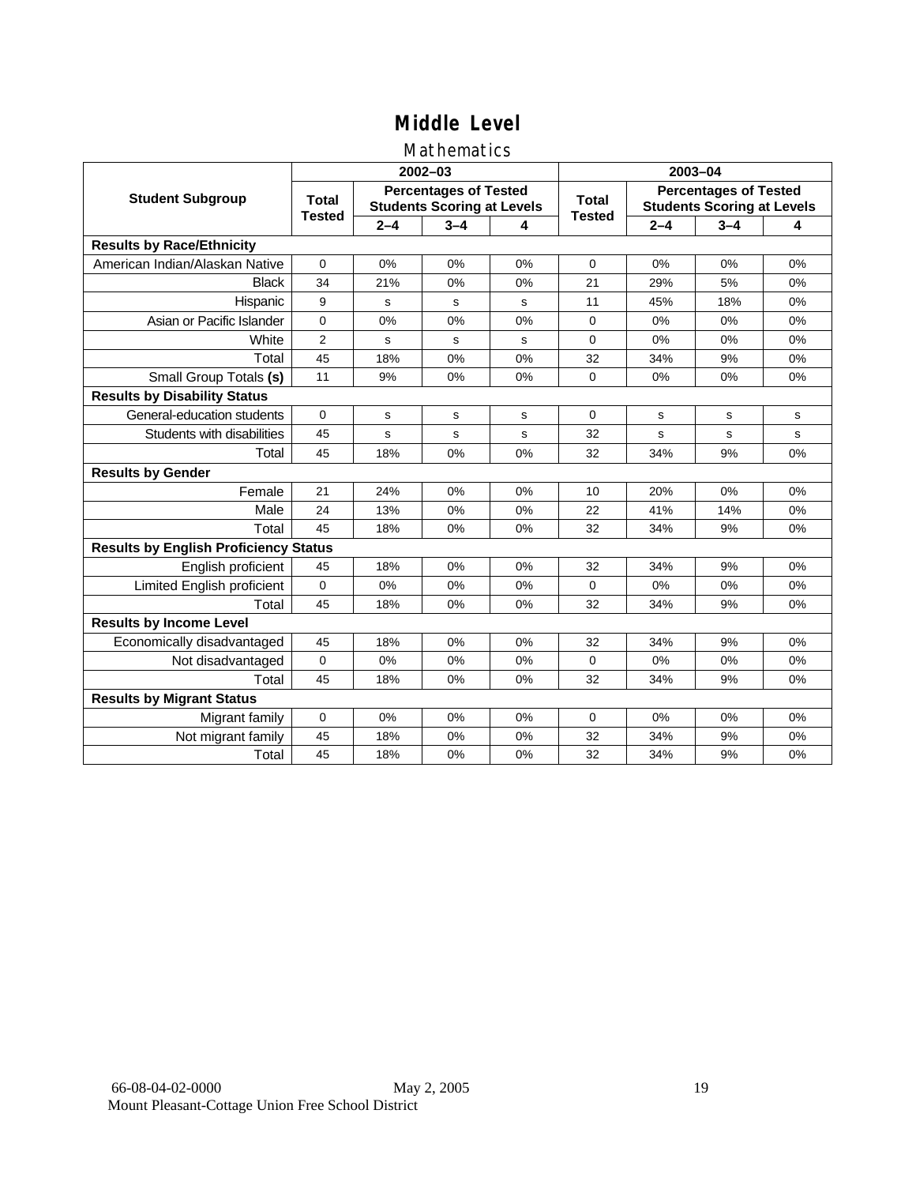# Middle Level

## Mathematics

| Student Subgroup | 2002–03 | | | | 2003–04 | | | |
|---|---|---|---|---|---|---|---|---|
| | Total Tested | Percentages of Tested Students Scoring at Levels | | | Total Tested | Percentages of Tested Students Scoring at Levels | | |
| | | 2–4 | 3–4 | 4 | | 2–4 | 3–4 | 4 |
| **Results by Race/Ethnicity** | | | | | | | | |
| American Indian/Alaskan Native | 0 | 0% | 0% | 0% | 0 | 0% | 0% | 0% |
| Black | 34 | 21% | 0% | 0% | 21 | 29% | 5% | 0% |
| Hispanic | 9 | s | s | s | 11 | 45% | 18% | 0% |
| Asian or Pacific Islander | 0 | 0% | 0% | 0% | 0 | 0% | 0% | 0% |
| White | 2 | s | s | s | 0 | 0% | 0% | 0% |
| Total | 45 | 18% | 0% | 0% | 32 | 34% | 9% | 0% |
| Small Group Totals **(s)** | 11 | 9% | 0% | 0% | 0 | 0% | 0% | 0% |
| **Results by Disability Status** | | | | | | | | |
| General-education students | 0 | s | s | s | 0 | s | s | s |
| Students with disabilities | 45 | s | s | s | 32 | s | s | s |
| Total | 45 | 18% | 0% | 0% | 32 | 34% | 9% | 0% |
| **Results by Gender** | | | | | | | | |
| Female | 21 | 24% | 0% | 0% | 10 | 20% | 0% | 0% |
| Male | 24 | 13% | 0% | 0% | 22 | 41% | 14% | 0% |
| Total | 45 | 18% | 0% | 0% | 32 | 34% | 9% | 0% |
| **Results by English Proficiency Status** | | | | | | | | |
| English proficient | 45 | 18% | 0% | 0% | 32 | 34% | 9% | 0% |
| Limited English proficient | 0 | 0% | 0% | 0% | 0 | 0% | 0% | 0% |
| Total | 45 | 18% | 0% | 0% | 32 | 34% | 9% | 0% |
| **Results by Income Level** | | | | | | | | |
| Economically disadvantaged | 45 | 18% | 0% | 0% | 32 | 34% | 9% | 0% |
| Not disadvantaged | 0 | 0% | 0% | 0% | 0 | 0% | 0% | 0% |
| Total | 45 | 18% | 0% | 0% | 32 | 34% | 9% | 0% |
| **Results by Migrant Status** | | | | | | | | |
| Migrant family | 0 | 0% | 0% | 0% | 0 | 0% | 0% | 0% |
| Not migrant family | 45 | 18% | 0% | 0% | 32 | 34% | 9% | 0% |
| Total | 45 | 18% | 0% | 0% | 32 | 34% | 9% | 0% |

66-08-04-02-0000 May 2, 2005

Mount Pleasant-Cottage Union Free School District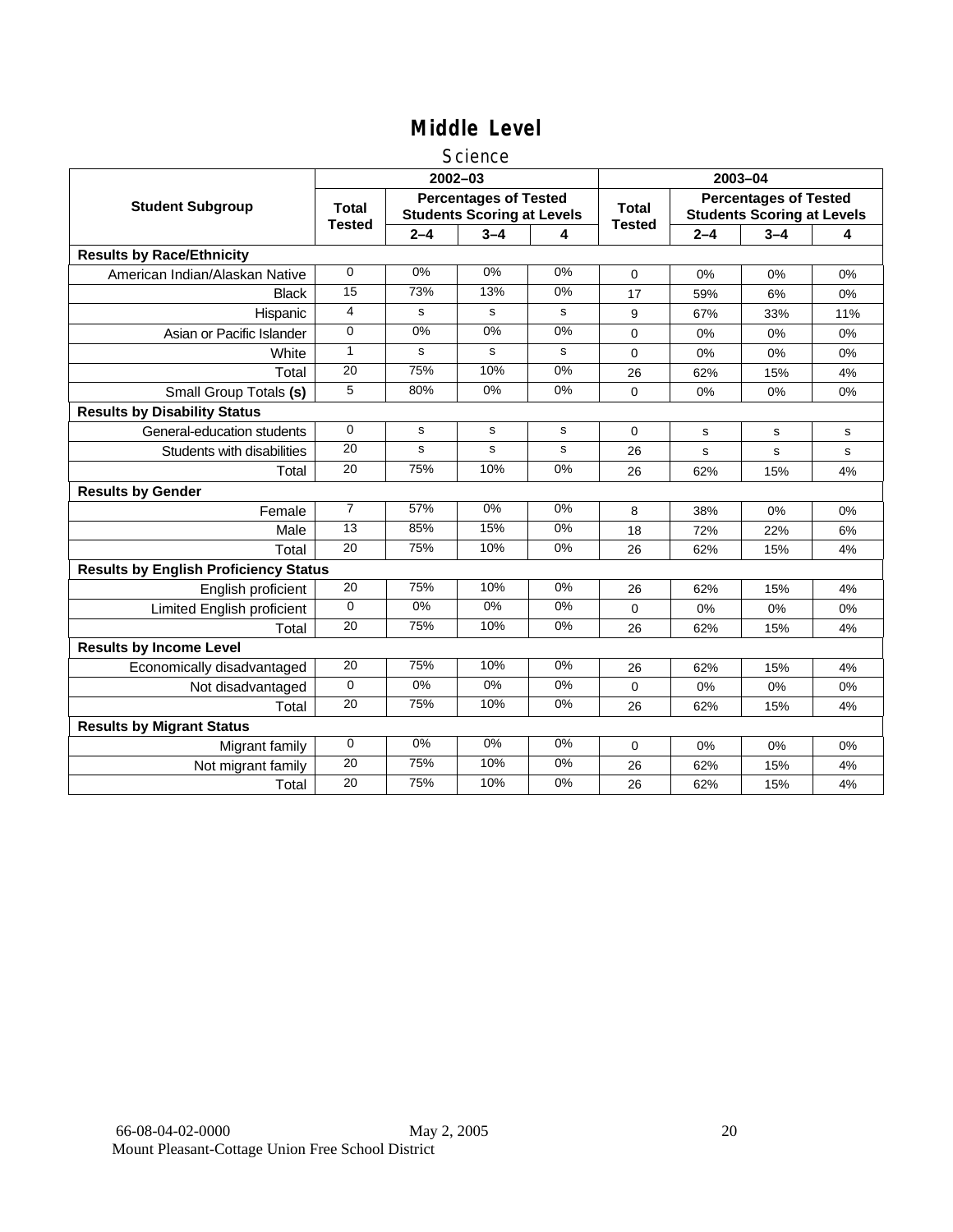# Middle Level

## Science

| Student Subgroup | 2002–03 | | | | 2003–04 | | | |
|---|---|---|---|---|---|---|---|---|
| | Total Tested | Percentages of Tested Students Scoring at Levels | | | Total Tested | Percentages of Tested Students Scoring at Levels | | |
| | | 2–4 | 3–4 | 4 | | 2–4 | 3–4 | 4 |
| **Results by Race/Ethnicity** | | | | | | | | |
| American Indian/Alaskan Native | 0 | 0% | 0% | 0% | 0 | 0% | 0% | 0% |
| Black | 15 | 73% | 13% | 0% | 17 | 59% | 6% | 0% |
| Hispanic | 4 | s | s | s | 9 | 67% | 33% | 11% |
| Asian or Pacific Islander | 0 | 0% | 0% | 0% | 0 | 0% | 0% | 0% |
| White | 1 | s | s | s | 0 | 0% | 0% | 0% |
| Total | 20 | 75% | 10% | 0% | 26 | 62% | 15% | 4% |
| Small Group Totals **(s)** | 5 | 80% | 0% | 0% | 0 | 0% | 0% | 0% |
| **Results by Disability Status** | | | | | | | | |
| General-education students | 0 | s | s | s | 0 | s | s | s |
| Students with disabilities | 20 | s | s | s | 26 | s | s | s |
| Total | 20 | 75% | 10% | 0% | 26 | 62% | 15% | 4% |
| **Results by Gender** | | | | | | | | |
| Female | 7 | 57% | 0% | 0% | 8 | 38% | 0% | 0% |
| Male | 13 | 85% | 15% | 0% | 18 | 72% | 22% | 6% |
| Total | 20 | 75% | 10% | 0% | 26 | 62% | 15% | 4% |
| **Results by English Proficiency Status** | | | | | | | | |
| English proficient | 20 | 75% | 10% | 0% | 26 | 62% | 15% | 4% |
| Limited English proficient | 0 | 0% | 0% | 0% | 0 | 0% | 0% | 0% |
| Total | 20 | 75% | 10% | 0% | 26 | 62% | 15% | 4% |
| **Results by Income Level** | | | | | | | | |
| Economically disadvantaged | 20 | 75% | 10% | 0% | 26 | 62% | 15% | 4% |
| Not disadvantaged | 0 | 0% | 0% | 0% | 0 | 0% | 0% | 0% |
| Total | 20 | 75% | 10% | 0% | 26 | 62% | 15% | 4% |
| **Results by Migrant Status** | | | | | | | | |
| Migrant family | 0 | 0% | 0% | 0% | 0 | 0% | 0% | 0% |
| Not migrant family | 20 | 75% | 10% | 0% | 26 | 62% | 15% | 4% |
| Total | 20 | 75% | 10% | 0% | 26 | 62% | 15% | 4% |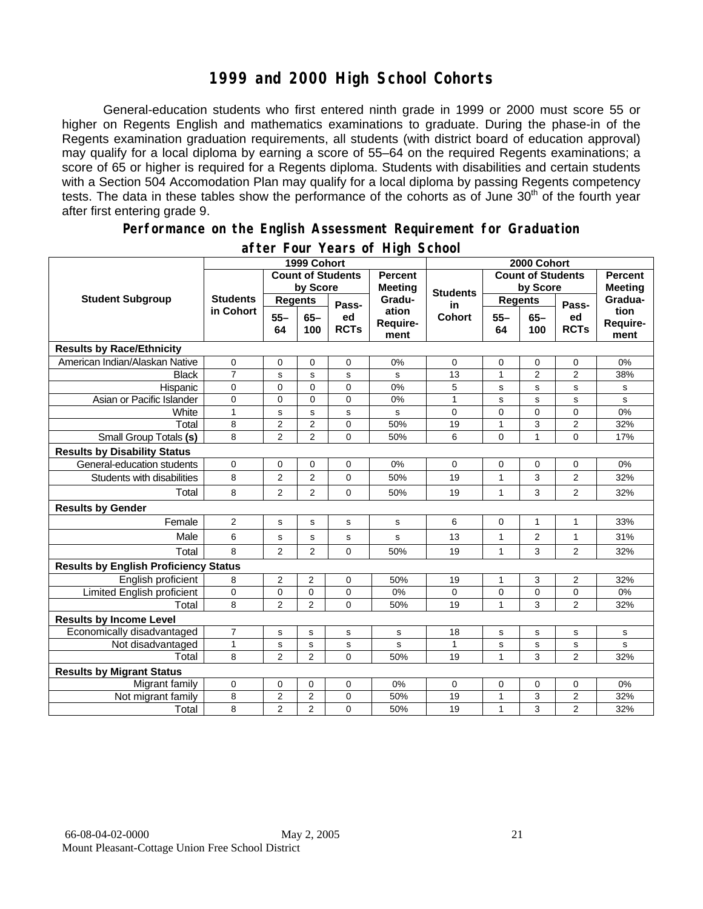# 1999 and 2000 High School Cohorts

General-education students who first entered ninth grade in 1999 or 2000 must score 55 or higher on Regents English and mathematics examinations to graduate. During the phase-in of the Regents examination graduation requirements, all students (with district board of education approval) may qualify for a local diploma by earning a score of 55–64 on the required Regents examinations; a score of 65 or higher is required for a Regents diploma. Students with disabilities and certain students with a Section 504 Accomodation Plan may qualify for a local diploma by passing Regents competency tests. The data in these tables show the performance of the cohorts as of June 30th of the fourth year after first entering grade 9.

## Performance on the English Assessment Requirement for Graduation after Four Years of High School

| Student Subgroup | 1999 Cohort | | | | | 2000 Cohort | | | | |
|---|---|---|---|---|---|---|---|---|---|---|
| | Students in Cohort | Count of Students by Score | | | Percent Meeting Graduation Requirement | Students in Cohort | Count of Students by Score | | | Percent Meeting Graduation Requirement |
| | | Regents 55–64 | Regents 65–100 | Passed RCTs | | | Regents 55–64 | Regents 65–100 | Passed RCTs | |
| **Results by Race/Ethnicity** | | | | | | | | | | |
| American Indian/Alaskan Native | 0 | 0 | 0 | 0 | 0% | 0 | 0 | 0 | 0 | 0% |
| Black | 7 | s | s | s | s | 13 | 1 | 2 | 2 | 38% |
| Hispanic | 0 | 0 | 0 | 0 | 0% | 5 | s | s | s | s |
| Asian or Pacific Islander | 0 | 0 | 0 | 0 | 0% | 1 | s | s | s | s |
| White | 1 | s | s | s | s | 0 | 0 | 0 | 0 | 0% |
| Total | 8 | 2 | 2 | 0 | 50% | 19 | 1 | 3 | 2 | 32% |
| Small Group Totals **(s)** | 8 | 2 | 2 | 0 | 50% | 6 | 0 | 1 | 0 | 17% |
| **Results by Disability Status** | | | | | | | | | | |
| General-education students | 0 | 0 | 0 | 0 | 0% | 0 | 0 | 0 | 0 | 0% |
| Students with disabilities | 8 | 2 | 2 | 0 | 50% | 19 | 1 | 3 | 2 | 32% |
| Total | 8 | 2 | 2 | 0 | 50% | 19 | 1 | 3 | 2 | 32% |
| **Results by Gender** | | | | | | | | | | |
| Female | 2 | s | s | s | s | 6 | 0 | 1 | 1 | 33% |
| Male | 6 | s | s | s | s | 13 | 1 | 2 | 1 | 31% |
| Total | 8 | 2 | 2 | 0 | 50% | 19 | 1 | 3 | 2 | 32% |
| **Results by English Proficiency Status** | | | | | | | | | | |
| English proficient | 8 | 2 | 2 | 0 | 50% | 19 | 1 | 3 | 2 | 32% |
| Limited English proficient | 0 | 0 | 0 | 0 | 0% | 0 | 0 | 0 | 0 | 0% |
| Total | 8 | 2 | 2 | 0 | 50% | 19 | 1 | 3 | 2 | 32% |
| **Results by Income Level** | | | | | | | | | | |
| Economically disadvantaged | 7 | s | s | s | s | 18 | s | s | s | s |
| Not disadvantaged | 1 | s | s | s | s | 1 | s | s | s | s |
| Total | 8 | 2 | 2 | 0 | 50% | 19 | 1 | 3 | 2 | 32% |
| **Results by Migrant Status** | | | | | | | | | | |
| Migrant family | 0 | 0 | 0 | 0 | 0% | 0 | 0 | 0 | 0 | 0% |
| Not migrant family | 8 | 2 | 2 | 0 | 50% | 19 | 1 | 3 | 2 | 32% |
| Total | 8 | 2 | 2 | 0 | 50% | 19 | 1 | 3 | 2 | 32% |

66-08-04-02-0000 May 2, 2005
Mount Pleasant-Cottage Union Free School District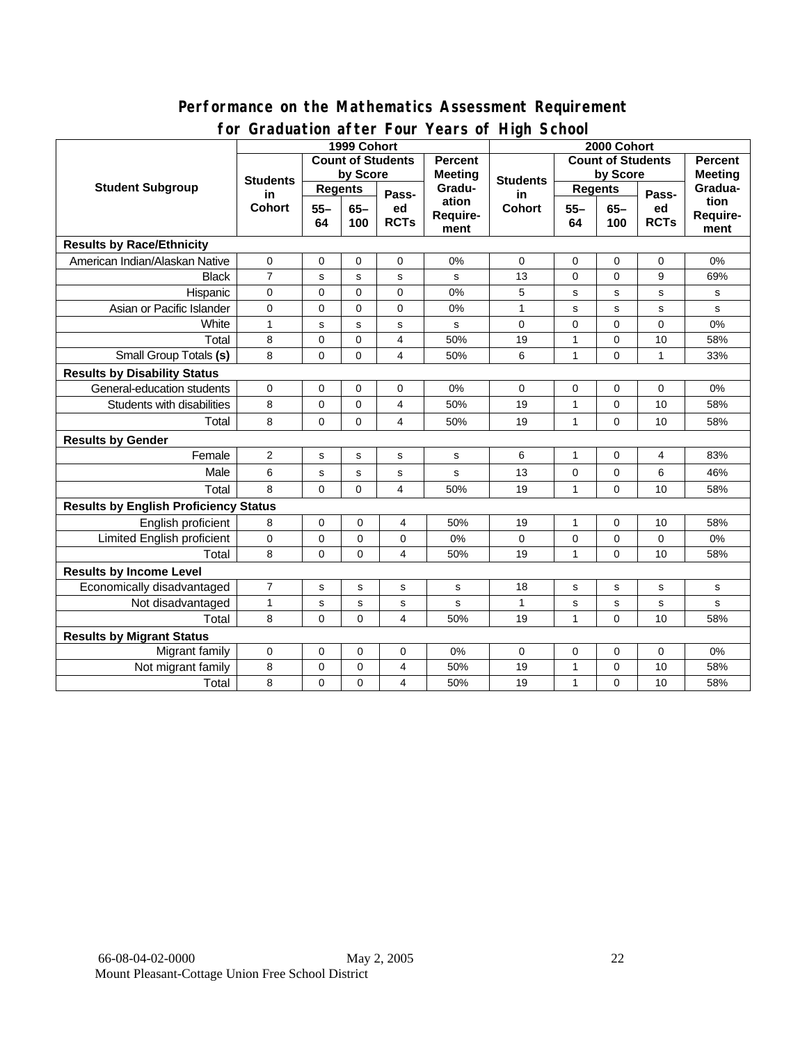## Performance on the Mathematics Assessment Requirement for Graduation after Four Years of High School

| Student Subgroup | 1999 Cohort | | | | | 2000 Cohort | | | | |
|---|---|---|---|---|---|---|---|---|---|---|
| | Students in Cohort | Count of Students by Score | | | Percent Meeting Graduation Requirement | Students in Cohort | Count of Students by Score | | | Percent Meeting Graduation Requirement |
| | | Regents | | Passed RCTs | | | Regents | | Passed RCTs | |
| | | 55–64 | 65–100 | | | | 55–64 | 65–100 | | |
| **Results by Race/Ethnicity** | | | | | | | | | | |
| American Indian/Alaskan Native | 0 | 0 | 0 | 0 | 0% | 0 | 0 | 0 | 0 | 0% |
| Black | 7 | s | s | s | s | 13 | 0 | 0 | 9 | 69% |
| Hispanic | 0 | 0 | 0 | 0 | 0% | 5 | s | s | s | s |
| Asian or Pacific Islander | 0 | 0 | 0 | 0 | 0% | 1 | s | s | s | s |
| White | 1 | s | s | s | s | 0 | 0 | 0 | 0 | 0% |
| Total | 8 | 0 | 0 | 4 | 50% | 19 | 1 | 0 | 10 | 58% |
| Small Group Totals **(s)** | 8 | 0 | 0 | 4 | 50% | 6 | 1 | 0 | 1 | 33% |
| **Results by Disability Status** | | | | | | | | | | |
| General-education students | 0 | 0 | 0 | 0 | 0% | 0 | 0 | 0 | 0 | 0% |
| Students with disabilities | 8 | 0 | 0 | 4 | 50% | 19 | 1 | 0 | 10 | 58% |
| Total | 8 | 0 | 0 | 4 | 50% | 19 | 1 | 0 | 10 | 58% |
| **Results by Gender** | | | | | | | | | | |
| Female | 2 | s | s | s | s | 6 | 1 | 0 | 4 | 83% |
| Male | 6 | s | s | s | s | 13 | 0 | 0 | 6 | 46% |
| Total | 8 | 0 | 0 | 4 | 50% | 19 | 1 | 0 | 10 | 58% |
| **Results by English Proficiency Status** | | | | | | | | | | |
| English proficient | 8 | 0 | 0 | 4 | 50% | 19 | 1 | 0 | 10 | 58% |
| Limited English proficient | 0 | 0 | 0 | 0 | 0% | 0 | 0 | 0 | 0 | 0% |
| Total | 8 | 0 | 0 | 4 | 50% | 19 | 1 | 0 | 10 | 58% |
| **Results by Income Level** | | | | | | | | | | |
| Economically disadvantaged | 7 | s | s | s | s | 18 | s | s | s | s |
| Not disadvantaged | 1 | s | s | s | s | 1 | s | s | s | s |
| Total | 8 | 0 | 0 | 4 | 50% | 19 | 1 | 0 | 10 | 58% |
| **Results by Migrant Status** | | | | | | | | | | |
| Migrant family | 0 | 0 | 0 | 0 | 0% | 0 | 0 | 0 | 0 | 0% |
| Not migrant family | 8 | 0 | 0 | 4 | 50% | 19 | 1 | 0 | 10 | 58% |
| Total | 8 | 0 | 0 | 4 | 50% | 19 | 1 | 0 | 10 | 58% |

66-08-04-02-0000 May 2, 2005
Mount Pleasant-Cottage Union Free School District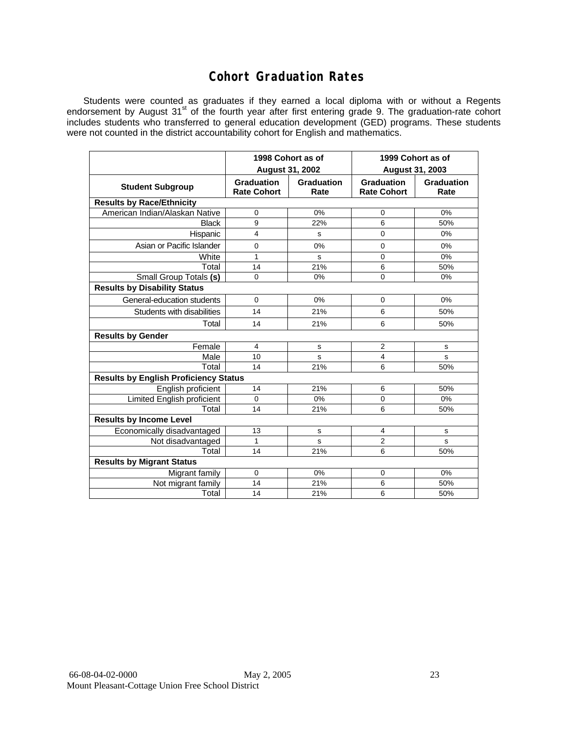# Cohort Graduation Rates

Students were counted as graduates if they earned a local diploma with or without a Regents endorsement by August 31st of the fourth year after first entering grade 9. The graduation-rate cohort includes students who transferred to general education development (GED) programs. These students were not counted in the district accountability cohort for English and mathematics.

| | 1998 Cohort as of August 31, 2002 | | 1999 Cohort as of August 31, 2003 | |
|---|---|---|---|---|
| **Student Subgroup** | **Graduation Rate Cohort** | **Graduation Rate** | **Graduation Rate Cohort** | **Graduation Rate** |
| **Results by Race/Ethnicity** | | | | |
| American Indian/Alaskan Native | 0 | 0% | 0 | 0% |
| Black | 9 | 22% | 6 | 50% |
| Hispanic | 4 | s | 0 | 0% |
| Asian or Pacific Islander | 0 | 0% | 0 | 0% |
| White | 1 | s | 0 | 0% |
| Total | 14 | 21% | 6 | 50% |
| Small Group Totals **(s)** | 0 | 0% | 0 | 0% |
| **Results by Disability Status** | | | | |
| General-education students | 0 | 0% | 0 | 0% |
| Students with disabilities | 14 | 21% | 6 | 50% |
| Total | 14 | 21% | 6 | 50% |
| **Results by Gender** | | | | |
| Female | 4 | s | 2 | s |
| Male | 10 | s | 4 | s |
| Total | 14 | 21% | 6 | 50% |
| **Results by English Proficiency Status** | | | | |
| English proficient | 14 | 21% | 6 | 50% |
| Limited English proficient | 0 | 0% | 0 | 0% |
| Total | 14 | 21% | 6 | 50% |
| **Results by Income Level** | | | | |
| Economically disadvantaged | 13 | s | 4 | s |
| Not disadvantaged | 1 | s | 2 | s |
| Total | 14 | 21% | 6 | 50% |
| **Results by Migrant Status** | | | | |
| Migrant family | 0 | 0% | 0 | 0% |
| Not migrant family | 14 | 21% | 6 | 50% |
| Total | 14 | 21% | 6 | 50% |

66-08-04-02-0000 May 2, 2005
Mount Pleasant-Cottage Union Free School District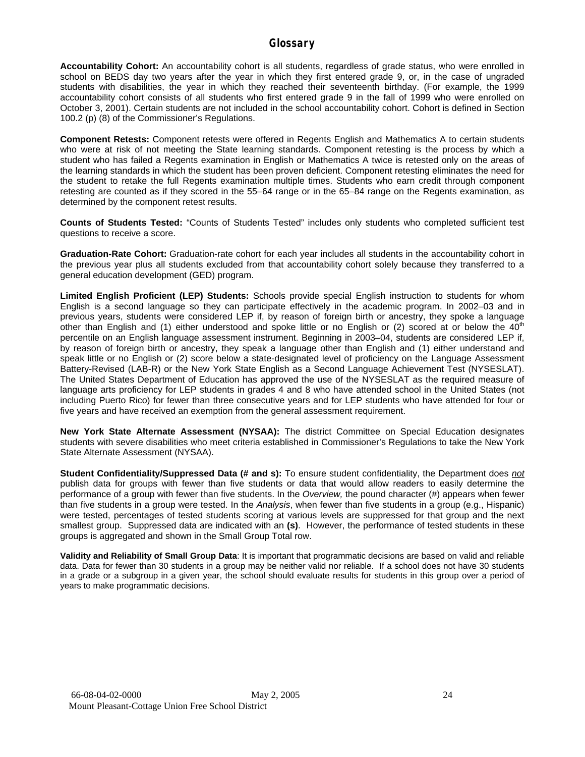# Glossary

**Accountability Cohort:** An accountability cohort is all students, regardless of grade status, who were enrolled in school on BEDS day two years after the year in which they first entered grade 9, or, in the case of ungraded students with disabilities, the year in which they reached their seventeenth birthday. (For example, the 1999 accountability cohort consists of all students who first entered grade 9 in the fall of 1999 who were enrolled on October 3, 2001). Certain students are not included in the school accountability cohort. Cohort is defined in Section 100.2 (p) (8) of the Commissioner's Regulations.

**Component Retests:** Component retests were offered in Regents English and Mathematics A to certain students who were at risk of not meeting the State learning standards. Component retesting is the process by which a student who has failed a Regents examination in English or Mathematics A twice is retested only on the areas of the learning standards in which the student has been proven deficient. Component retesting eliminates the need for the student to retake the full Regents examination multiple times. Students who earn credit through component retesting are counted as if they scored in the 55–64 range or in the 65–84 range on the Regents examination, as determined by the component retest results.

**Counts of Students Tested:** "Counts of Students Tested" includes only students who completed sufficient test questions to receive a score.

**Graduation-Rate Cohort:** Graduation-rate cohort for each year includes all students in the accountability cohort in the previous year plus all students excluded from that accountability cohort solely because they transferred to a general education development (GED) program.

**Limited English Proficient (LEP) Students:** Schools provide special English instruction to students for whom English is a second language so they can participate effectively in the academic program. In 2002–03 and in previous years, students were considered LEP if, by reason of foreign birth or ancestry, they spoke a language other than English and (1) either understood and spoke little or no English or (2) scored at or below the 40th percentile on an English language assessment instrument. Beginning in 2003–04, students are considered LEP if, by reason of foreign birth or ancestry, they speak a language other than English and (1) either understand and speak little or no English or (2) score below a state-designated level of proficiency on the Language Assessment Battery-Revised (LAB-R) or the New York State English as a Second Language Achievement Test (NYSESLAT). The United States Department of Education has approved the use of the NYSESLAT as the required measure of language arts proficiency for LEP students in grades 4 and 8 who have attended school in the United States (not including Puerto Rico) for fewer than three consecutive years and for LEP students who have attended for four or five years and have received an exemption from the general assessment requirement.

**New York State Alternate Assessment (NYSAA):** The district Committee on Special Education designates students with severe disabilities who meet criteria established in Commissioner's Regulations to take the New York State Alternate Assessment (NYSAA).

**Student Confidentiality/Suppressed Data (# and s):** To ensure student confidentiality, the Department does *not* publish data for groups with fewer than five students or data that would allow readers to easily determine the performance of a group with fewer than five students. In the *Overview,* the pound character (#) appears when fewer than five students in a group were tested. In the *Analysis*, when fewer than five students in a group (e.g., Hispanic) were tested, percentages of tested students scoring at various levels are suppressed for that group and the next smallest group. Suppressed data are indicated with an **(s)**. However, the performance of tested students in these groups is aggregated and shown in the Small Group Total row.

**Validity and Reliability of Small Group Data**: It is important that programmatic decisions are based on valid and reliable data. Data for fewer than 30 students in a group may be neither valid nor reliable. If a school does not have 30 students in a grade or a subgroup in a given year, the school should evaluate results for students in this group over a period of years to make programmatic decisions.